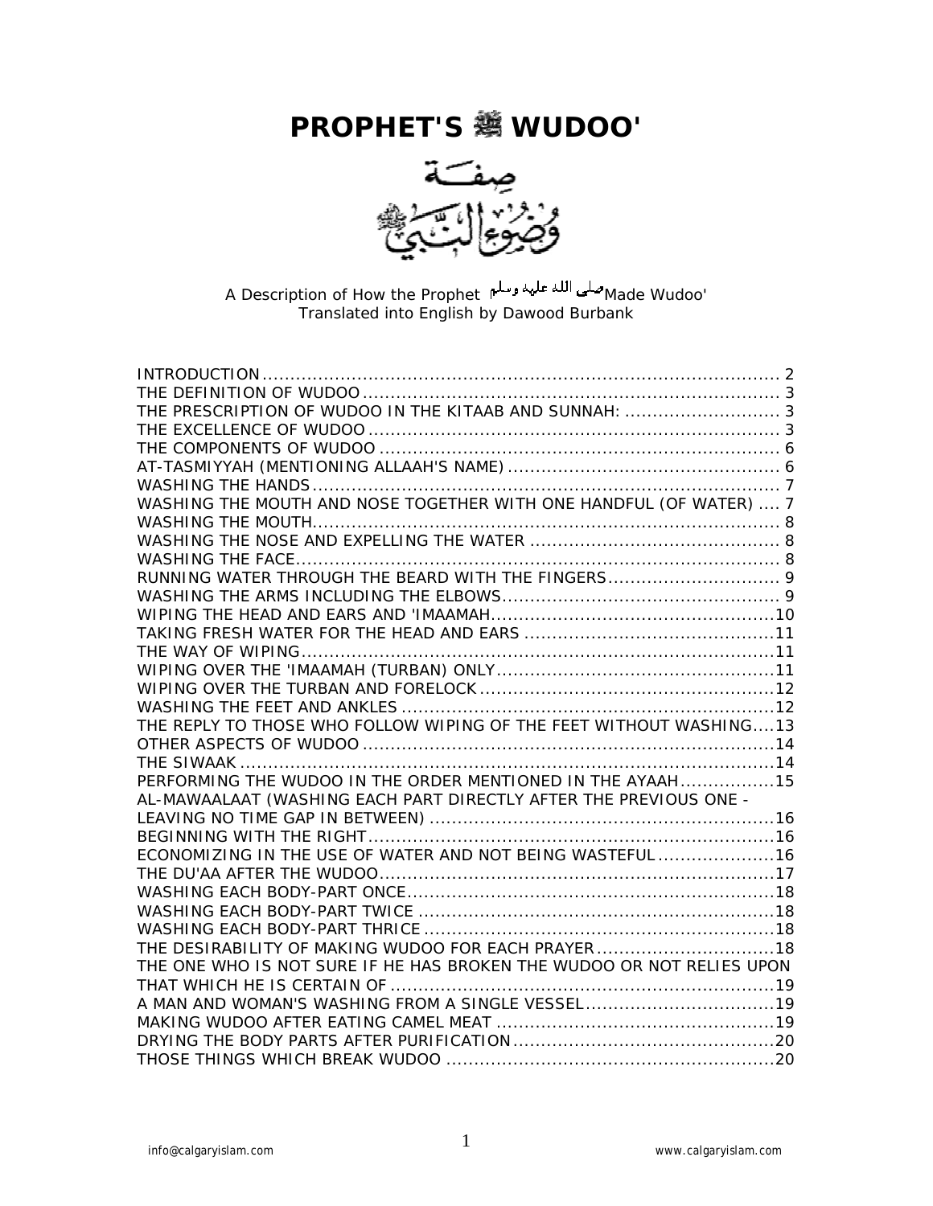# PROPHET'S ﷺ WUDOO'

صِفَةُ وُضُوءِ النَّبِيِّ ﷺ

A Description of How the Prophet صلى الله عليه وسلم Made Wudoo'
Translated into English by Dawood Burbank

| | |
|---|---|
| INTRODUCTION | 2 |
| THE DEFINITION OF WUDOO | 3 |
| THE PRESCRIPTION OF WUDOO IN THE KITAAB AND SUNNAH: | 3 |
| THE EXCELLENCE OF WUDOO | 3 |
| THE COMPONENTS OF WUDOO | 6 |
| AT-TASMIYYAH (MENTIONING ALLAAH'S NAME) | 6 |
| WASHING THE HANDS | 7 |
| WASHING THE MOUTH AND NOSE TOGETHER WITH ONE HANDFUL (OF WATER) | 7 |
| WASHING THE MOUTH | 8 |
| WASHING THE NOSE AND EXPELLING THE WATER | 8 |
| WASHING THE FACE | 8 |
| RUNNING WATER THROUGH THE BEARD WITH THE FINGERS | 9 |
| WASHING THE ARMS INCLUDING THE ELBOWS | 9 |
| WIPING THE HEAD AND EARS AND 'IMAAMAH | 10 |
| TAKING FRESH WATER FOR THE HEAD AND EARS | 11 |
| THE WAY OF WIPING | 11 |
| WIPING OVER THE 'IMAAMAH (TURBAN) ONLY | 11 |
| WIPING OVER THE TURBAN AND FORELOCK | 12 |
| WASHING THE FEET AND ANKLES | 12 |
| THE REPLY TO THOSE WHO FOLLOW WIPING OF THE FEET WITHOUT WASHING | 13 |
| OTHER ASPECTS OF WUDOO | 14 |
| THE SIWAAK | 14 |
| PERFORMING THE WUDOO IN THE ORDER MENTIONED IN THE AYAAH | 15 |
| AL-MAWAALAAT (WASHING EACH PART DIRECTLY AFTER THE PREVIOUS ONE - LEAVING NO TIME GAP IN BETWEEN) | 16 |
| BEGINNING WITH THE RIGHT | 16 |
| ECONOMIZING IN THE USE OF WATER AND NOT BEING WASTEFUL | 16 |
| THE DU'AA AFTER THE WUDOO | 17 |
| WASHING EACH BODY-PART ONCE | 18 |
| WASHING EACH BODY-PART TWICE | 18 |
| WASHING EACH BODY-PART THRICE | 18 |
| THE DESIRABILITY OF MAKING WUDOO FOR EACH PRAYER | 18 |
| THE ONE WHO IS NOT SURE IF HE HAS BROKEN THE WUDOO OR NOT RELIES UPON THAT WHICH HE IS CERTAIN OF | 19 |
| A MAN AND WOMAN'S WASHING FROM A SINGLE VESSEL | 19 |
| MAKING WUDOO AFTER EATING CAMEL MEAT | 19 |
| DRYING THE BODY PARTS AFTER PURIFICATION | 20 |
| THOSE THINGS WHICH BREAK WUDOO | 20 |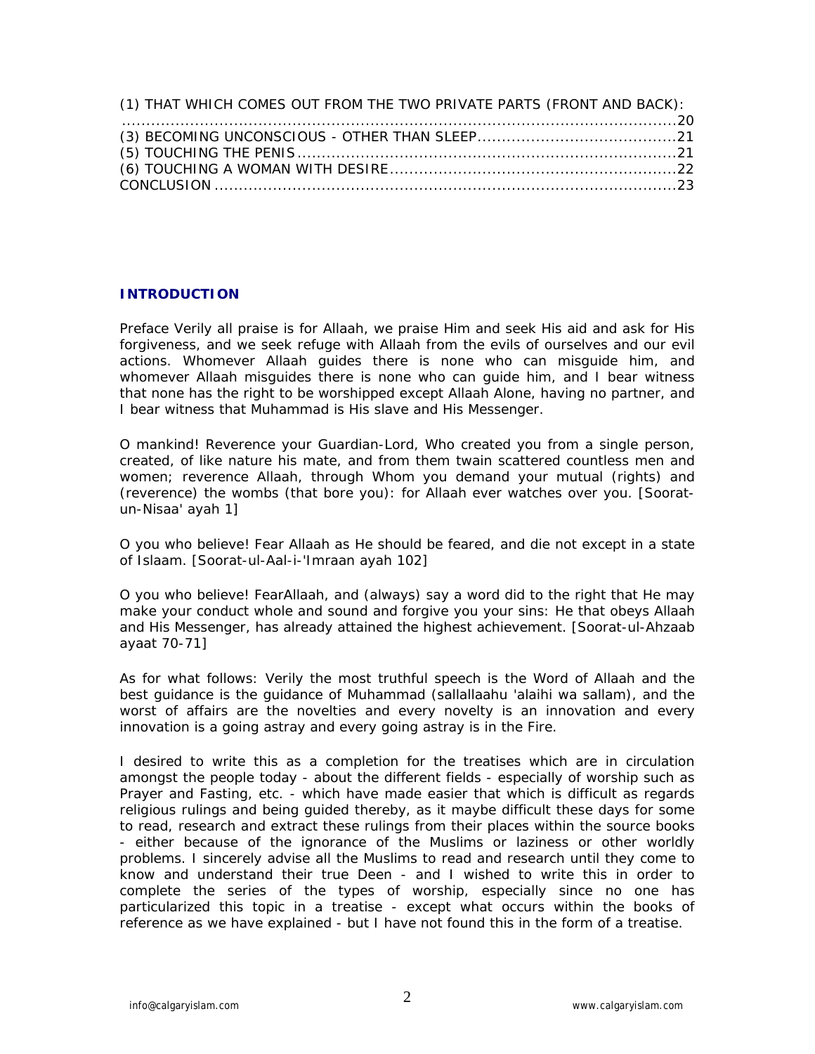(1) THAT WHICH COMES OUT FROM THE TWO PRIVATE PARTS (FRONT AND BACK): ....20
(3) BECOMING UNCONSCIOUS - OTHER THAN SLEEP....21
(5) TOUCHING THE PENIS....21
(6) TOUCHING A WOMAN WITH DESIRE....22
CONCLUSION....23

## INTRODUCTION

Preface Verily all praise is for Allaah, we praise Him and seek His aid and ask for His forgiveness, and we seek refuge with Allaah from the evils of ourselves and our evil actions. Whomever Allaah guides there is none who can misguide him, and whomever Allaah misguides there is none who can guide him, and I bear witness that none has the right to be worshipped except Allaah Alone, having no partner, and I bear witness that Muhammad is His slave and His Messenger.

O mankind! Reverence your Guardian-Lord, Who created you from a single person, created, of like nature his mate, and from them twain scattered countless men and women; reverence Allaah, through Whom you demand your mutual (rights) and (reverence) the wombs (that bore you): for Allaah ever watches over you. [Soorat-un-Nisaa' ayah 1]

O you who believe! Fear Allaah as He should be feared, and die not except in a state of Islaam. [Soorat-ul-Aal-i-'Imraan ayah 102]

O you who believe! FearAllaah, and (always) say a word did to the right that He may make your conduct whole and sound and forgive you your sins: He that obeys Allaah and His Messenger, has already attained the highest achievement. [Soorat-ul-Ahzaab ayaat 70-71]

As for what follows: Verily the most truthful speech is the Word of Allaah and the best guidance is the guidance of Muhammad (sallallaahu 'alaihi wa sallam), and the worst of affairs are the novelties and every novelty is an innovation and every innovation is a going astray and every going astray is in the Fire.

I desired to write this as a completion for the treatises which are in circulation amongst the people today - about the different fields - especially of worship such as Prayer and Fasting, etc. - which have made easier that which is difficult as regards religious rulings and being guided thereby, as it maybe difficult these days for some to read, research and extract these rulings from their places within the source books - either because of the ignorance of the Muslims or laziness or other worldly problems. I sincerely advise all the Muslims to read and research until they come to know and understand their true Deen - and I wished to write this in order to complete the series of the types of worship, especially since no one has particularized this topic in a treatise - except what occurs within the books of reference as we have explained - but I have not found this in the form of a treatise.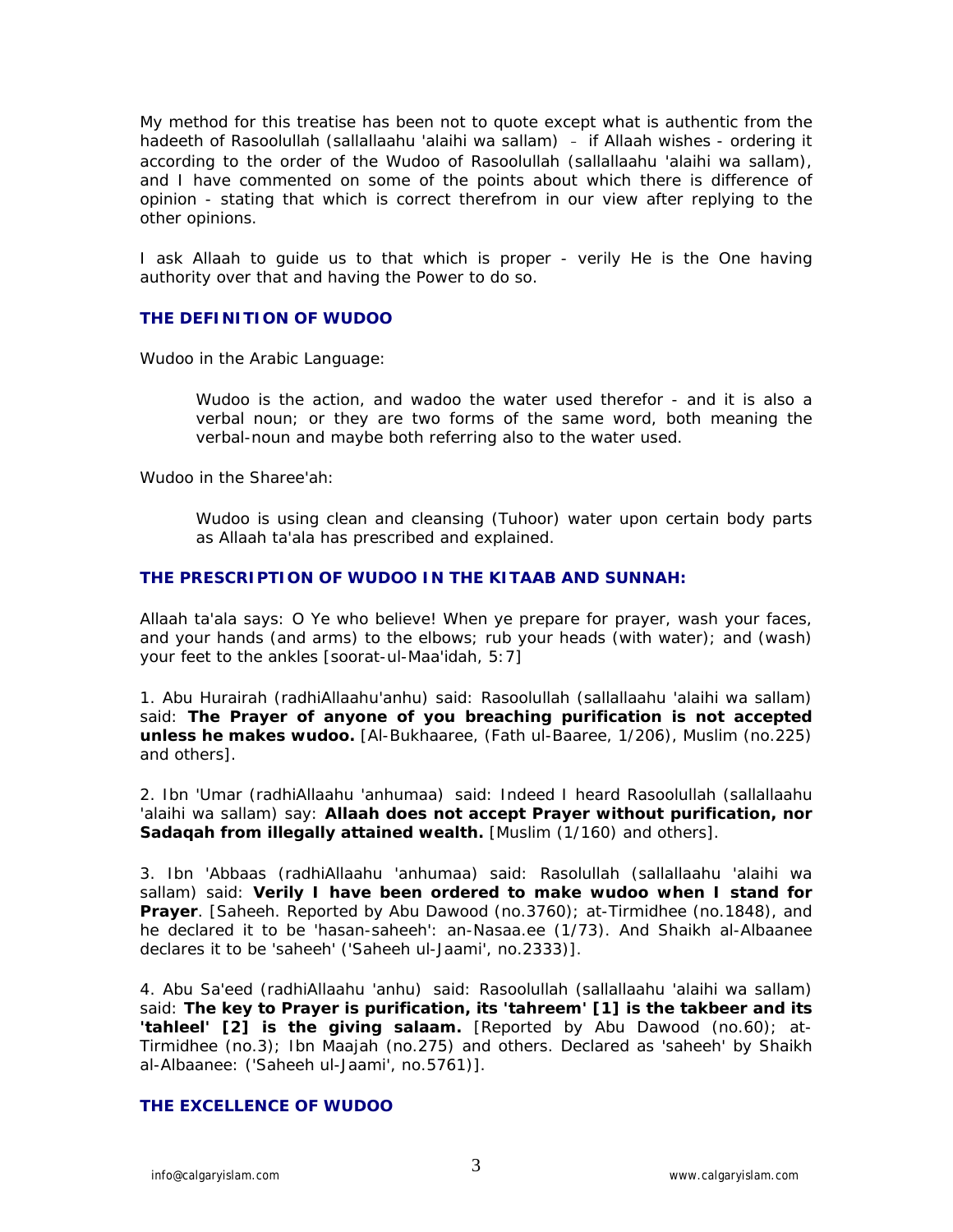My method for this treatise has been not to quote except what is authentic from the hadeeth of Rasoolullah (sallallaahu 'alaihi wa sallam) – if Allaah wishes - ordering it according to the order of the Wudoo of Rasoolullah (sallallaahu 'alaihi wa sallam), and I have commented on some of the points about which there is difference of opinion - stating that which is correct therefrom in our view after replying to the other opinions.

I ask Allaah to guide us to that which is proper - verily He is the One having authority over that and having the Power to do so.

### THE DEFINITION OF WUDOO

Wudoo in the Arabic Language:

> Wudoo is the action, and wadoo the water used therefor - and it is also a verbal noun; or they are two forms of the same word, both meaning the verbal-noun and maybe both referring also to the water used.

Wudoo in the Sharee'ah:

> Wudoo is using clean and cleansing (Tuhoor) water upon certain body parts as Allaah ta'ala has prescribed and explained.

### THE PRESCRIPTION OF WUDOO IN THE KITAAB AND SUNNAH:

Allaah ta'ala says: O Ye who believe! When ye prepare for prayer, wash your faces, and your hands (and arms) to the elbows; rub your heads (with water); and (wash) your feet to the ankles [soorat-ul-Maa'idah, 5:7]

1. Abu Hurairah (radhiAllaahu'anhu) said: Rasoolullah (sallallaahu 'alaihi wa sallam) said: **The Prayer of anyone of you breaching purification is not accepted unless he makes wudoo.** [Al-Bukhaaree, (Fath ul-Baaree, 1/206), Muslim (no.225) and others].

2. Ibn 'Umar (radhiAllaahu 'anhumaa) said: Indeed I heard Rasoolullah (sallallaahu 'alaihi wa sallam) say: **Allaah does not accept Prayer without purification, nor Sadaqah from illegally attained wealth.** [Muslim (1/160) and others].

3. Ibn 'Abbaas (radhiAllaahu 'anhumaa) said: Rasolullah (sallallaahu 'alaihi wa sallam) said: **Verily I have been ordered to make wudoo when I stand for Prayer**. [Saheeh. Reported by Abu Dawood (no.3760); at-Tirmidhee (no.1848), and he declared it to be 'hasan-saheeh': an-Nasaa.ee (1/73). And Shaikh al-Albaanee declares it to be 'saheeh' ('Saheeh ul-Jaami', no.2333)].

4. Abu Sa'eed (radhiAllaahu 'anhu) said: Rasoolullah (sallallaahu 'alaihi wa sallam) said: **The key to Prayer is purification, its 'tahreem' [1] is the takbeer and its 'tahleel' [2] is the giving salaam.** [Reported by Abu Dawood (no.60); at-Tirmidhee (no.3); Ibn Maajah (no.275) and others. Declared as 'saheeh' by Shaikh al-Albaanee: ('Saheeh ul-Jaami', no.5761)].

### THE EXCELLENCE OF WUDOO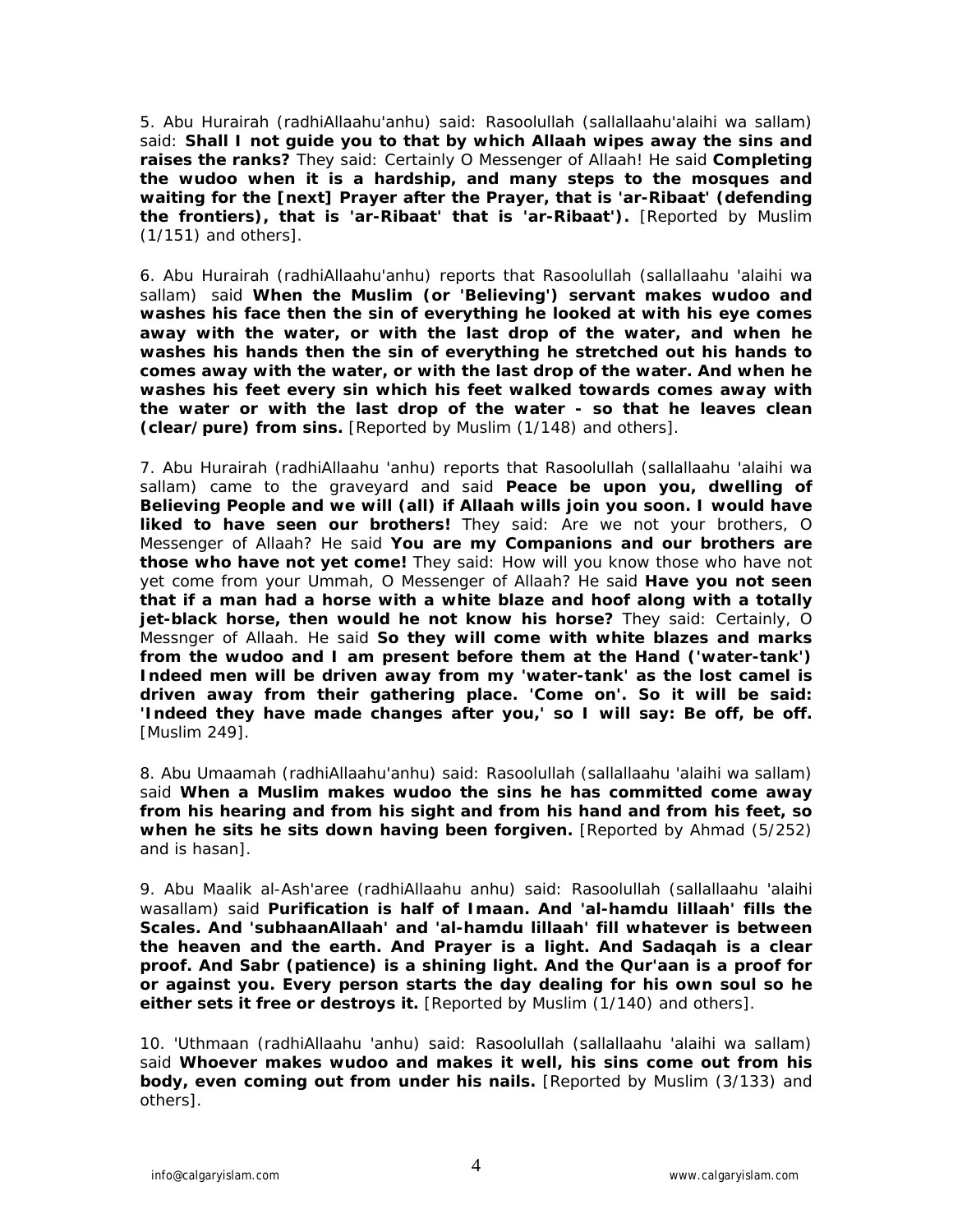5. Abu Hurairah (radhiAllaahu'anhu) said: Rasoolullah (sallallaahu'alaihi wa sallam) said: **Shall I not guide you to that by which Allaah wipes away the sins and raises the ranks?** They said: Certainly O Messenger of Allaah! He said **Completing the wudoo when it is a hardship, and many steps to the mosques and waiting for the [next] Prayer after the Prayer, that is 'ar-Ribaat' (defending the frontiers), that is 'ar-Ribaat' that is 'ar-Ribaat').** [Reported by Muslim (1/151) and others].

6. Abu Hurairah (radhiAllaahu'anhu) reports that Rasoolullah (sallallaahu 'alaihi wa sallam) said **When the Muslim (or 'Believing') servant makes wudoo and washes his face then the sin of everything he looked at with his eye comes away with the water, or with the last drop of the water, and when he washes his hands then the sin of everything he stretched out his hands to comes away with the water, or with the last drop of the water. And when he washes his feet every sin which his feet walked towards comes away with the water or with the last drop of the water - so that he leaves clean (clear/pure) from sins.** [Reported by Muslim (1/148) and others].

7. Abu Hurairah (radhiAllaahu 'anhu) reports that Rasoolullah (sallallaahu 'alaihi wa sallam) came to the graveyard and said **Peace be upon you, dwelling of Believing People and we will (all) if Allaah wills join you soon. I would have liked to have seen our brothers!** They said: Are we not your brothers, O Messenger of Allaah? He said **You are my Companions and our brothers are those who have not yet come!** They said: How will you know those who have not yet come from your Ummah, O Messenger of Allaah? He said **Have you not seen that if a man had a horse with a white blaze and hoof along with a totally jet-black horse, then would he not know his horse?** They said: Certainly, O Messnger of Allaah. He said **So they will come with white blazes and marks from the wudoo and I am present before them at the Hand ('water-tank') Indeed men will be driven away from my 'water-tank' as the lost camel is driven away from their gathering place. 'Come on'. So it will be said: 'Indeed they have made changes after you,' so I will say: Be off, be off.** [Muslim 249].

8. Abu Umaamah (radhiAllaahu'anhu) said: Rasoolullah (sallallaahu 'alaihi wa sallam) said **When a Muslim makes wudoo the sins he has committed come away from his hearing and from his sight and from his hand and from his feet, so when he sits he sits down having been forgiven.** [Reported by Ahmad (5/252) and is hasan].

9. Abu Maalik al-Ash'aree (radhiAllaahu anhu) said: Rasoolullah (sallallaahu 'alaihi wasallam) said **Purification is half of Imaan. And 'al-hamdu lillaah' fills the Scales. And 'subhaanAllaah' and 'al-hamdu lillaah' fill whatever is between the heaven and the earth. And Prayer is a light. And Sadaqah is a clear proof. And Sabr (patience) is a shining light. And the Qur'aan is a proof for or against you. Every person starts the day dealing for his own soul so he either sets it free or destroys it.** [Reported by Muslim (1/140) and others].

10. 'Uthmaan (radhiAllaahu 'anhu) said: Rasoolullah (sallallaahu 'alaihi wa sallam) said **Whoever makes wudoo and makes it well, his sins come out from his body, even coming out from under his nails.** [Reported by Muslim (3/133) and others].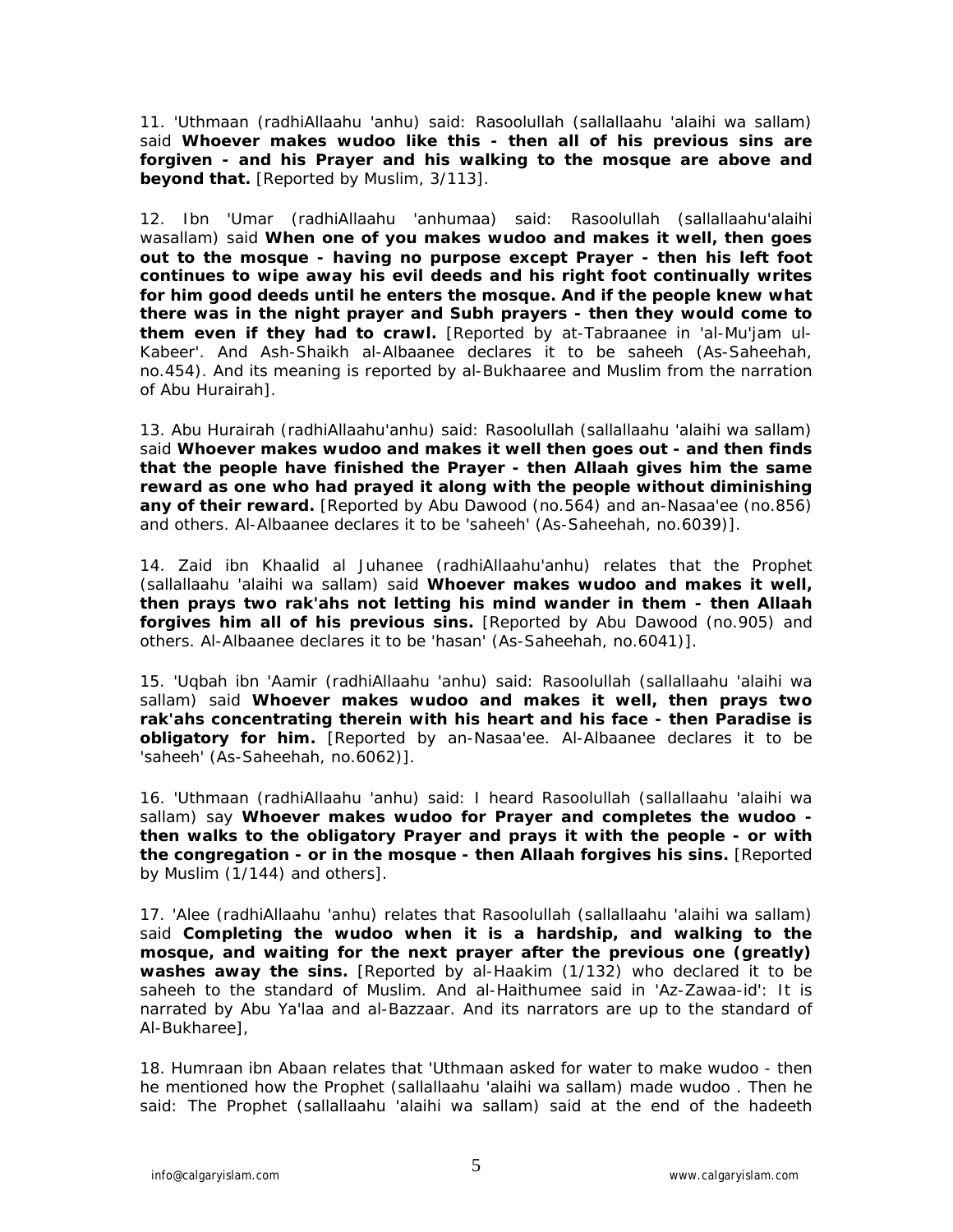11. 'Uthmaan (radhiAllaahu 'anhu) said: Rasoolullah (sallallaahu 'alaihi wa sallam) said **Whoever makes wudoo like this - then all of his previous sins are forgiven - and his Prayer and his walking to the mosque are above and beyond that.** [Reported by Muslim, 3/113].

12. Ibn 'Umar (radhiAllaahu 'anhumaa) said: Rasoolullah (sallallaahu'alaihi wasallam) said **When one of you makes wudoo and makes it well, then goes out to the mosque - having no purpose except Prayer - then his left foot continues to wipe away his evil deeds and his right foot continually writes for him good deeds until he enters the mosque. And if the people knew what there was in the night prayer and Subh prayers - then they would come to them even if they had to crawl.** [Reported by at-Tabraanee in 'al-Mu'jam ul-Kabeer'. And Ash-Shaikh al-Albaanee declares it to be saheeh (As-Saheehah, no.454). And its meaning is reported by al-Bukhaaree and Muslim from the narration of Abu Hurairah].

13. Abu Hurairah (radhiAllaahu'anhu) said: Rasoolullah (sallallaahu 'alaihi wa sallam) said **Whoever makes wudoo and makes it well then goes out - and then finds that the people have finished the Prayer - then Allaah gives him the same reward as one who had prayed it along with the people without diminishing any of their reward.** [Reported by Abu Dawood (no.564) and an-Nasaa'ee (no.856) and others. Al-Albaanee declares it to be 'saheeh' (As-Saheehah, no.6039)].

14. Zaid ibn Khaalid al Juhanee (radhiAllaahu'anhu) relates that the Prophet (sallallaahu 'alaihi wa sallam) said **Whoever makes wudoo and makes it well, then prays two rak'ahs not letting his mind wander in them - then Allaah forgives him all of his previous sins.** [Reported by Abu Dawood (no.905) and others. Al-Albaanee declares it to be 'hasan' (As-Saheehah, no.6041)].

15. 'Uqbah ibn 'Aamir (radhiAllaahu 'anhu) said: Rasoolullah (sallallaahu 'alaihi wa sallam) said **Whoever makes wudoo and makes it well, then prays two rak'ahs concentrating therein with his heart and his face - then Paradise is obligatory for him.** [Reported by an-Nasaa'ee. Al-Albaanee declares it to be 'saheeh' (As-Saheehah, no.6062)].

16. 'Uthmaan (radhiAllaahu 'anhu) said: I heard Rasoolullah (sallallaahu 'alaihi wa sallam) say **Whoever makes wudoo for Prayer and completes the wudoo - then walks to the obligatory Prayer and prays it with the people - or with the congregation - or in the mosque - then Allaah forgives his sins.** [Reported by Muslim (1/144) and others].

17. 'Alee (radhiAllaahu 'anhu) relates that Rasoolullah (sallallaahu 'alaihi wa sallam) said **Completing the wudoo when it is a hardship, and walking to the mosque, and waiting for the next prayer after the previous one (greatly) washes away the sins.** [Reported by al-Haakim (1/132) who declared it to be saheeh to the standard of Muslim. And al-Haithumee said in 'Az-Zawaa-id': It is narrated by Abu Ya'laa and al-Bazzaar. And its narrators are up to the standard of Al-Bukharee],

18. Humraan ibn Abaan relates that 'Uthmaan asked for water to make wudoo - then he mentioned how the Prophet (sallallaahu 'alaihi wa sallam) made wudoo . Then he said: The Prophet (sallallaahu 'alaihi wa sallam) said at the end of the hadeeth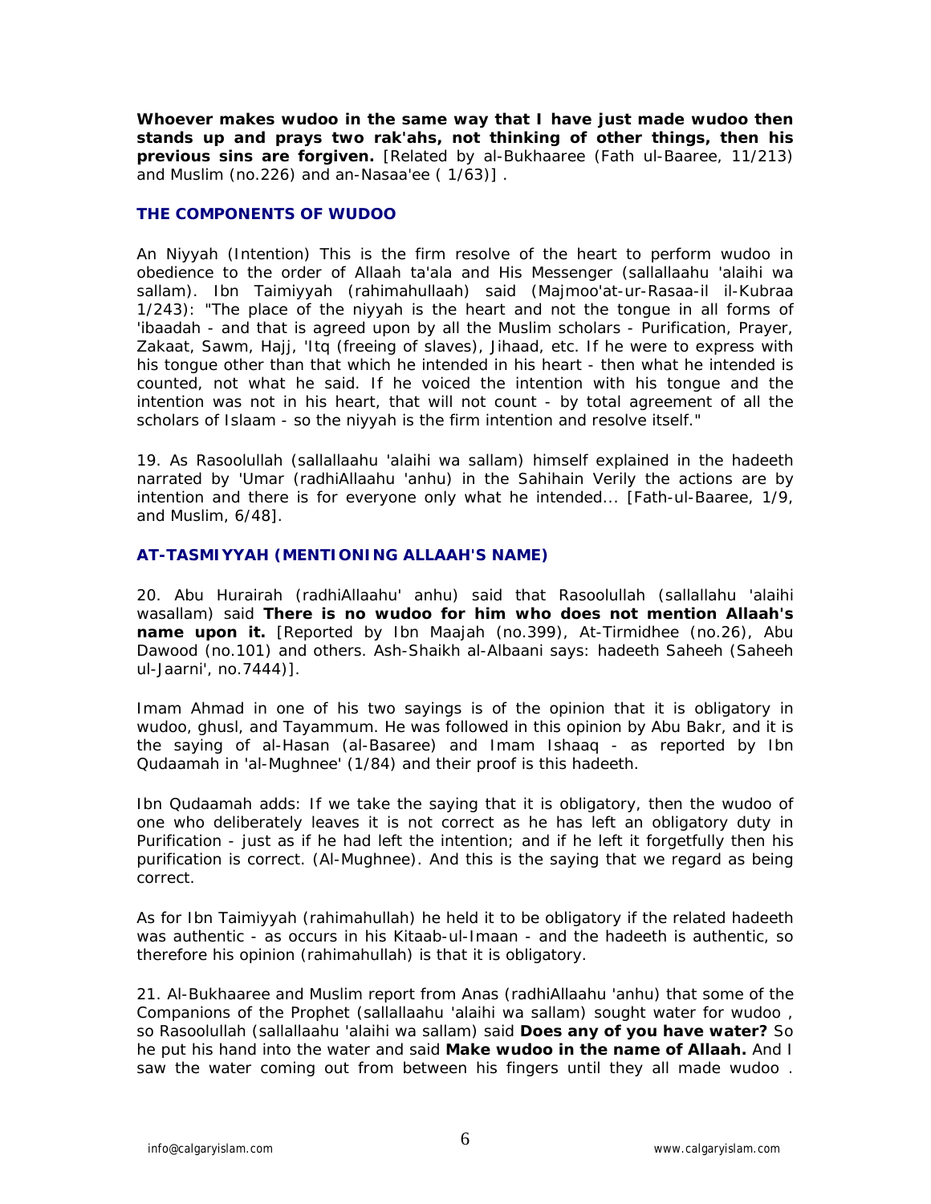**Whoever makes wudoo in the same way that I have just made wudoo then stands up and prays two rak'ahs, not thinking of other things, then his previous sins are forgiven.** [Related by al-Bukhaaree (Fath ul-Baaree, 11/213) and Muslim (no.226) and an-Nasaa'ee ( 1/63)] .

### THE COMPONENTS OF WUDOO

An Niyyah (Intention) This is the firm resolve of the heart to perform wudoo in obedience to the order of Allaah ta'ala and His Messenger (sallallaahu 'alaihi wa sallam). Ibn Taimiyyah (rahimahullaah) said (Majmoo'at-ur-Rasaa-il il-Kubraa 1/243): "The place of the niyyah is the heart and not the tongue in all forms of 'ibaadah - and that is agreed upon by all the Muslim scholars - Purification, Prayer, Zakaat, Sawm, Hajj, 'Itq (freeing of slaves), Jihaad, etc. If he were to express with his tongue other than that which he intended in his heart - then what he intended is counted, not what he said. If he voiced the intention with his tongue and the intention was not in his heart, that will not count - by total agreement of all the scholars of Islaam - so the niyyah is the firm intention and resolve itself."

19. As Rasoolullah (sallallaahu 'alaihi wa sallam) himself explained in the hadeeth narrated by 'Umar (radhiAllaahu 'anhu) in the Sahihain Verily the actions are by intention and there is for everyone only what he intended... [Fath-ul-Baaree, 1/9, and Muslim, 6/48].

### AT-TASMIYYAH (MENTIONING ALLAAH'S NAME)

20. Abu Hurairah (radhiAllaahu' anhu) said that Rasoolullah (sallallahu 'alaihi wasallam) said **There is no wudoo for him who does not mention Allaah's name upon it.** [Reported by Ibn Maajah (no.399), At-Tirmidhee (no.26), Abu Dawood (no.101) and others. Ash-Shaikh al-Albaani says: hadeeth Saheeh (Saheeh ul-Jaarni', no.7444)].

Imam Ahmad in one of his two sayings is of the opinion that it is obligatory in wudoo, ghusl, and Tayammum. He was followed in this opinion by Abu Bakr, and it is the saying of al-Hasan (al-Basaree) and Imam Ishaaq - as reported by Ibn Qudaamah in 'al-Mughnee' (1/84) and their proof is this hadeeth.

Ibn Qudaamah adds: If we take the saying that it is obligatory, then the wudoo of one who deliberately leaves it is not correct as he has left an obligatory duty in Purification - just as if he had left the intention; and if he left it forgetfully then his purification is correct. (Al-Mughnee). And this is the saying that we regard as being correct.

As for Ibn Taimiyyah (rahimahullah) he held it to be obligatory if the related hadeeth was authentic - as occurs in his Kitaab-ul-Imaan - and the hadeeth is authentic, so therefore his opinion (rahimahullah) is that it is obligatory.

21. Al-Bukhaaree and Muslim report from Anas (radhiAllaahu 'anhu) that some of the Companions of the Prophet (sallallaahu 'alaihi wa sallam) sought water for wudoo , so Rasoolullah (sallallaahu 'alaihi wa sallam) said **Does any of you have water?** So he put his hand into the water and said **Make wudoo in the name of Allaah.** And I saw the water coming out from between his fingers until they all made wudoo .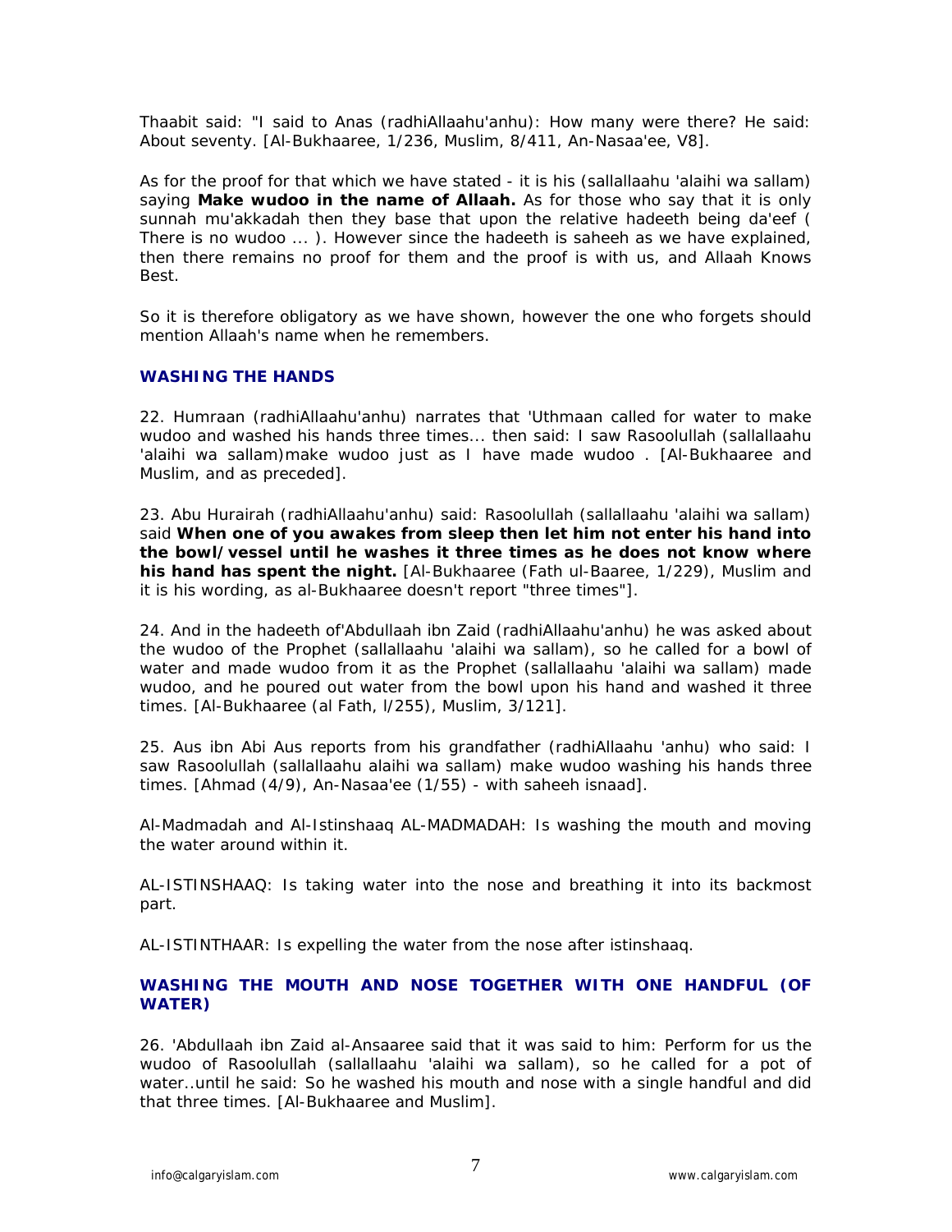Thaabit said: "I said to Anas (radhiAllaahu'anhu): How many were there? He said: About seventy. [Al-Bukhaaree, 1/236, Muslim, 8/411, An-Nasaa'ee, V8].

As for the proof for that which we have stated - it is his (sallallaahu 'alaihi wa sallam) saying **Make wudoo in the name of Allaah.** As for those who say that it is only sunnah mu'akkadah then they base that upon the relative hadeeth being da'eef ( There is no wudoo ... ). However since the hadeeth is saheeh as we have explained, then there remains no proof for them and the proof is with us, and Allaah Knows Best.

So it is therefore obligatory as we have shown, however the one who forgets should mention Allaah's name when he remembers.

### WASHING THE HANDS

22. Humraan (radhiAllaahu'anhu) narrates that 'Uthmaan called for water to make wudoo and washed his hands three times... then said: I saw Rasoolullah (sallallaahu 'alaihi wa sallam)make wudoo just as I have made wudoo . [Al-Bukhaaree and Muslim, and as preceded].

23. Abu Hurairah (radhiAllaahu'anhu) said: Rasoolullah (sallallaahu 'alaihi wa sallam) said **When one of you awakes from sleep then let him not enter his hand into the bowl/vessel until he washes it three times as he does not know where his hand has spent the night.** [Al-Bukhaaree (Fath ul-Baaree, 1/229), Muslim and it is his wording, as al-Bukhaaree doesn't report "three times"].

24. And in the hadeeth of'Abdullaah ibn Zaid (radhiAllaahu'anhu) he was asked about the wudoo of the Prophet (sallallaahu 'alaihi wa sallam), so he called for a bowl of water and made wudoo from it as the Prophet (sallallaahu 'alaihi wa sallam) made wudoo, and he poured out water from the bowl upon his hand and washed it three times. [Al-Bukhaaree (al Fath, l/255), Muslim, 3/121].

25. Aus ibn Abi Aus reports from his grandfather (radhiAllaahu 'anhu) who said: I saw Rasoolullah (sallallaahu alaihi wa sallam) make wudoo washing his hands three times. [Ahmad (4/9), An-Nasaa'ee (1/55) - with saheeh isnaad].

Al-Madmadah and Al-Istinshaaq AL-MADMADAH: Is washing the mouth and moving the water around within it.

AL-ISTINSHAAQ: Is taking water into the nose and breathing it into its backmost part.

AL-ISTINTHAAR: Is expelling the water from the nose after istinshaaq.

### WASHING THE MOUTH AND NOSE TOGETHER WITH ONE HANDFUL (OF WATER)

26. 'Abdullaah ibn Zaid al-Ansaaree said that it was said to him: Perform for us the wudoo of Rasoolullah (sallallaahu 'alaihi wa sallam), so he called for a pot of water..until he said: So he washed his mouth and nose with a single handful and did that three times. [Al-Bukhaaree and Muslim].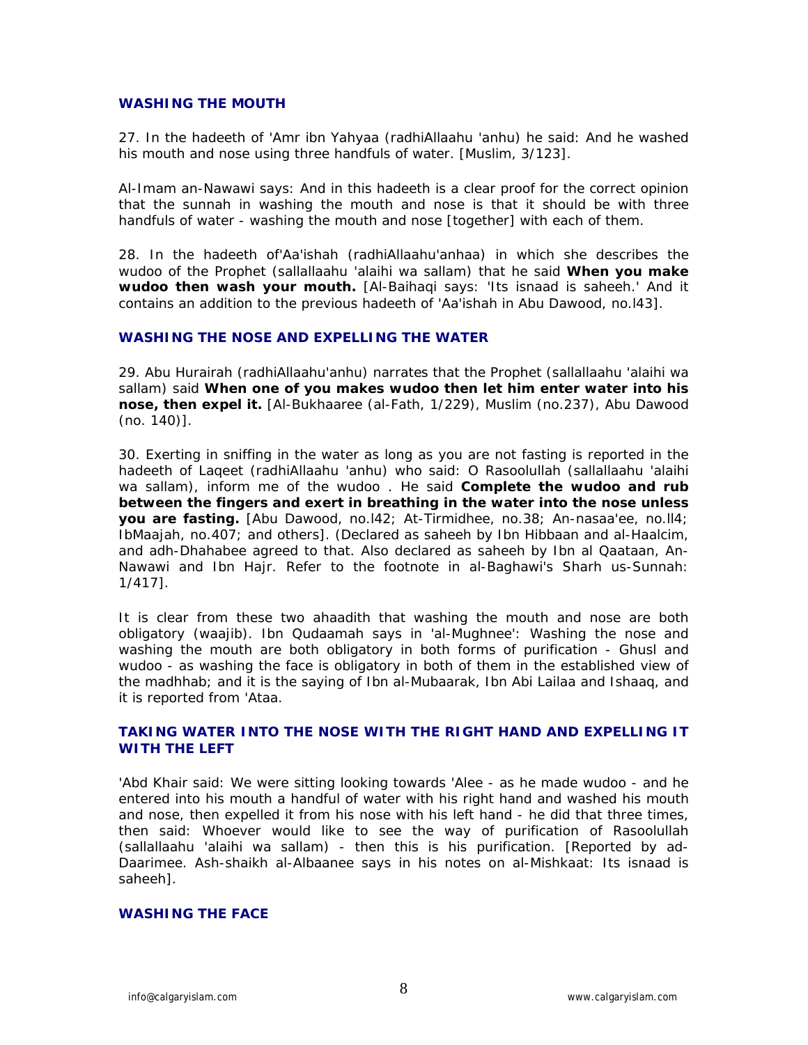### WASHING THE MOUTH

27. In the hadeeth of 'Amr ibn Yahyaa (radhiAllaahu 'anhu) he said: And he washed his mouth and nose using three handfuls of water. [Muslim, 3/123].

Al-Imam an-Nawawi says: And in this hadeeth is a clear proof for the correct opinion that the sunnah in washing the mouth and nose is that it should be with three handfuls of water - washing the mouth and nose [together] with each of them.

28. In the hadeeth of'Aa'ishah (radhiAllaahu'anhaa) in which she describes the wudoo of the Prophet (sallallaahu 'alaihi wa sallam) that he said **When you make wudoo then wash your mouth.** [Al-Baihaqi says: 'Its isnaad is saheeh.' And it contains an addition to the previous hadeeth of 'Aa'ishah in Abu Dawood, no.l43].

### WASHING THE NOSE AND EXPELLING THE WATER

29. Abu Hurairah (radhiAllaahu'anhu) narrates that the Prophet (sallallaahu 'alaihi wa sallam) said **When one of you makes wudoo then let him enter water into his nose, then expel it.** [Al-Bukhaaree (al-Fath, 1/229), Muslim (no.237), Abu Dawood (no. 140)].

30. Exerting in sniffing in the water as long as you are not fasting is reported in the hadeeth of Laqeet (radhiAllaahu 'anhu) who said: O Rasoolullah (sallallaahu 'alaihi wa sallam), inform me of the wudoo . He said **Complete the wudoo and rub between the fingers and exert in breathing in the water into the nose unless you are fasting.** [Abu Dawood, no.l42; At-Tirmidhee, no.38; An-nasaa'ee, no.ll4; IbMaajah, no.407; and others]. (Declared as saheeh by Ibn Hibbaan and al-Haalcim, and adh-Dhahabee agreed to that. Also declared as saheeh by Ibn al Qaataan, An-Nawawi and Ibn Hajr. Refer to the footnote in al-Baghawi's Sharh us-Sunnah: 1/417].

It is clear from these two ahaadith that washing the mouth and nose are both obligatory (waajib). Ibn Qudaamah says in 'al-Mughnee': Washing the nose and washing the mouth are both obligatory in both forms of purification - Ghusl and wudoo - as washing the face is obligatory in both of them in the established view of the madhhab; and it is the saying of Ibn al-Mubaarak, Ibn Abi Lailaa and Ishaaq, and it is reported from 'Ataa.

### TAKING WATER INTO THE NOSE WITH THE RIGHT HAND AND EXPELLING IT WITH THE LEFT

'Abd Khair said: We were sitting looking towards 'Alee - as he made wudoo - and he entered into his mouth a handful of water with his right hand and washed his mouth and nose, then expelled it from his nose with his left hand - he did that three times, then said: Whoever would like to see the way of purification of Rasoolullah (sallallaahu 'alaihi wa sallam) - then this is his purification. [Reported by ad-Daarimee. Ash-shaikh al-Albaanee says in his notes on al-Mishkaat: Its isnaad is saheeh].

### WASHING THE FACE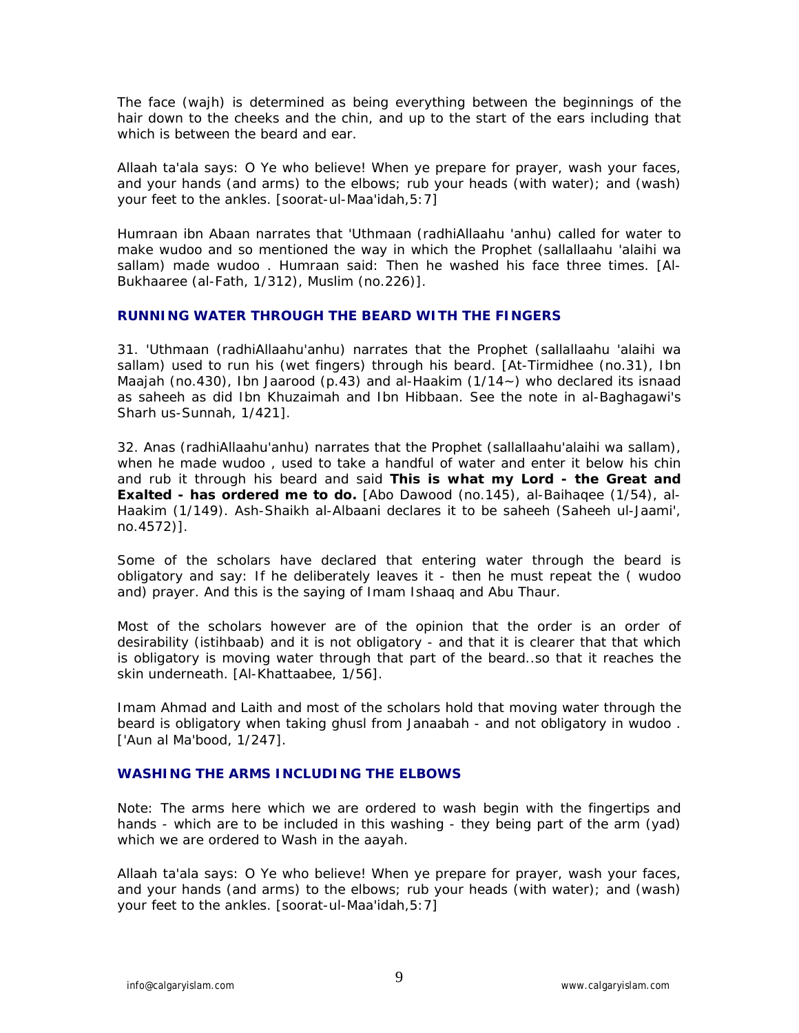The face (wajh) is determined as being everything between the beginnings of the hair down to the cheeks and the chin, and up to the start of the ears including that which is between the beard and ear.

Allaah ta'ala says: O Ye who believe! When ye prepare for prayer, wash your faces, and your hands (and arms) to the elbows; rub your heads (with water); and (wash) your feet to the ankles. [soorat-ul-Maa'idah,5:7]

Humraan ibn Abaan narrates that 'Uthmaan (radhiAllaahu 'anhu) called for water to make wudoo and so mentioned the way in which the Prophet (sallallaahu 'alaihi wa sallam) made wudoo . Humraan said: Then he washed his face three times. [Al-Bukhaaree (al-Fath, 1/312), Muslim (no.226)].

### RUNNING WATER THROUGH THE BEARD WITH THE FINGERS

31. 'Uthmaan (radhiAllaahu'anhu) narrates that the Prophet (sallallaahu 'alaihi wa sallam) used to run his (wet fingers) through his beard. [At-Tirmidhee (no.31), Ibn Maajah (no.430), Ibn Jaarood (p.43) and al-Haakim (1/14~) who declared its isnaad as saheeh as did Ibn Khuzaimah and Ibn Hibbaan. See the note in al-Baghagawi's Sharh us-Sunnah, 1/421].

32. Anas (radhiAllaahu'anhu) narrates that the Prophet (sallallaahu'alaihi wa sallam), when he made wudoo , used to take a handful of water and enter it below his chin and rub it through his beard and said **This is what my Lord - the Great and Exalted - has ordered me to do.** [Abo Dawood (no.145), al-Baihaqee (1/54), al-Haakim (1/149). Ash-Shaikh al-Albaani declares it to be saheeh (Saheeh ul-Jaami', no.4572)].

Some of the scholars have declared that entering water through the beard is obligatory and say: If he deliberately leaves it - then he must repeat the ( wudoo and) prayer. And this is the saying of Imam Ishaaq and Abu Thaur.

Most of the scholars however are of the opinion that the order is an order of desirability (istihbaab) and it is not obligatory - and that it is clearer that that which is obligatory is moving water through that part of the beard..so that it reaches the skin underneath. [Al-Khattaabee, 1/56].

Imam Ahmad and Laith and most of the scholars hold that moving water through the beard is obligatory when taking ghusl from Janaabah - and not obligatory in wudoo . ['Aun al Ma'bood, 1/247].

### WASHING THE ARMS INCLUDING THE ELBOWS

Note: The arms here which we are ordered to wash begin with the fingertips and hands - which are to be included in this washing - they being part of the arm (yad) which we are ordered to Wash in the aayah.

Allaah ta'ala says: O Ye who believe! When ye prepare for prayer, wash your faces, and your hands (and arms) to the elbows; rub your heads (with water); and (wash) your feet to the ankles. [soorat-ul-Maa'idah,5:7]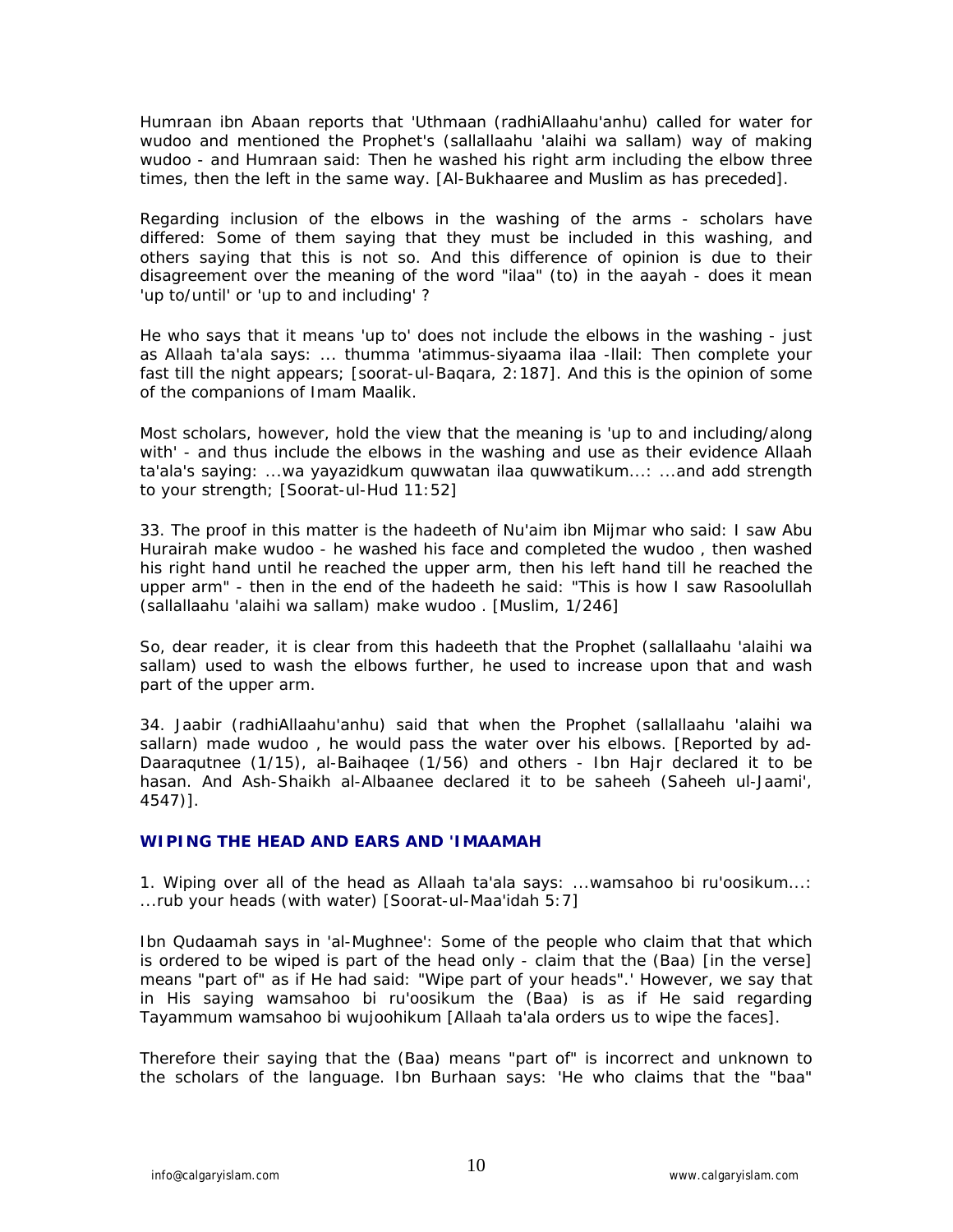Humraan ibn Abaan reports that 'Uthmaan (radhiAllaahu'anhu) called for water for wudoo and mentioned the Prophet's (sallallaahu 'alaihi wa sallam) way of making wudoo - and Humraan said: Then he washed his right arm including the elbow three times, then the left in the same way. [Al-Bukhaaree and Muslim as has preceded].

Regarding inclusion of the elbows in the washing of the arms - scholars have differed: Some of them saying that they must be included in this washing, and others saying that this is not so. And this difference of opinion is due to their disagreement over the meaning of the word "ilaa" (to) in the aayah - does it mean 'up to/until' or 'up to and including' ?

He who says that it means 'up to' does not include the elbows in the washing - just as Allaah ta'ala says: ... thumma 'atimmus-siyaama ilaa -llail: Then complete your fast till the night appears; [soorat-ul-Baqara, 2:187]. And this is the opinion of some of the companions of Imam Maalik.

Most scholars, however, hold the view that the meaning is 'up to and including/along with' - and thus include the elbows in the washing and use as their evidence Allaah ta'ala's saying: ...wa yayazidkum quwwatan ilaa quwwatikum...: ...and add strength to your strength; [Soorat-ul-Hud 11:52]

33. The proof in this matter is the hadeeth of Nu'aim ibn Mijmar who said: I saw Abu Hurairah make wudoo - he washed his face and completed the wudoo , then washed his right hand until he reached the upper arm, then his left hand till he reached the upper arm" - then in the end of the hadeeth he said: "This is how I saw Rasoolullah (sallallaahu 'alaihi wa sallam) make wudoo . [Muslim, 1/246]

So, dear reader, it is clear from this hadeeth that the Prophet (sallallaahu 'alaihi wa sallam) used to wash the elbows further, he used to increase upon that and wash part of the upper arm.

34. Jaabir (radhiAllaahu'anhu) said that when the Prophet (sallallaahu 'alaihi wa sallarn) made wudoo , he would pass the water over his elbows. [Reported by ad-Daaraqutnee (1/15), al-Baihaqee (1/56) and others - Ibn Hajr declared it to be hasan. And Ash-Shaikh al-Albaanee declared it to be saheeh (Saheeh ul-Jaami', 4547)].

### WIPING THE HEAD AND EARS AND 'IMAAMAH

1. Wiping over all of the head as Allaah ta'ala says: ...wamsahoo bi ru'oosikum...: ...rub your heads (with water) [Soorat-ul-Maa'idah 5:7]

Ibn Qudaamah says in 'al-Mughnee': Some of the people who claim that that which is ordered to be wiped is part of the head only - claim that the (Baa) [in the verse] means "part of" as if He had said: "Wipe part of your heads".' However, we say that in His saying wamsahoo bi ru'oosikum the (Baa) is as if He said regarding Tayammum wamsahoo bi wujoohikum [Allaah ta'ala orders us to wipe the faces].

Therefore their saying that the (Baa) means "part of" is incorrect and unknown to the scholars of the language. Ibn Burhaan says: 'He who claims that the "baa"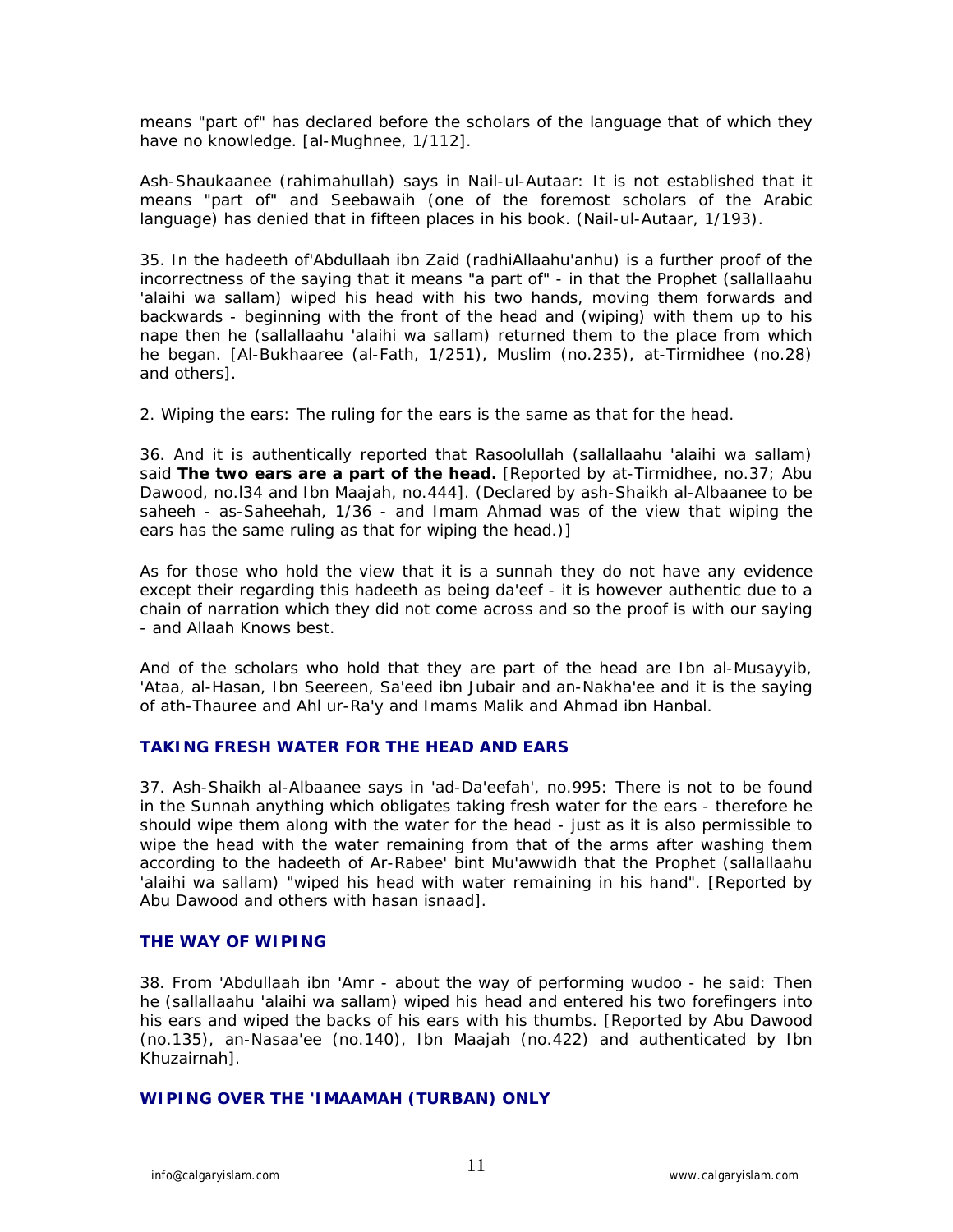means "part of" has declared before the scholars of the language that of which they have no knowledge. [al-Mughnee, 1/112].

Ash-Shaukaanee (rahimahullah) says in Nail-ul-Autaar: It is not established that it means "part of" and Seebawaih (one of the foremost scholars of the Arabic language) has denied that in fifteen places in his book. (Nail-ul-Autaar, 1/193).

35. In the hadeeth of'Abdullaah ibn Zaid (radhiAllaahu'anhu) is a further proof of the incorrectness of the saying that it means "a part of" - in that the Prophet (sallallaahu 'alaihi wa sallam) wiped his head with his two hands, moving them forwards and backwards - beginning with the front of the head and (wiping) with them up to his nape then he (sallallaahu 'alaihi wa sallam) returned them to the place from which he began. [Al-Bukhaaree (al-Fath, 1/251), Muslim (no.235), at-Tirmidhee (no.28) and others].

2. Wiping the ears: The ruling for the ears is the same as that for the head.

36. And it is authentically reported that Rasoolullah (sallallaahu 'alaihi wa sallam) said **The two ears are a part of the head.** [Reported by at-Tirmidhee, no.37; Abu Dawood, no.l34 and Ibn Maajah, no.444]. (Declared by ash-Shaikh al-Albaanee to be saheeh - as-Saheehah, 1/36 - and Imam Ahmad was of the view that wiping the ears has the same ruling as that for wiping the head.)]

As for those who hold the view that it is a sunnah they do not have any evidence except their regarding this hadeeth as being da'eef - it is however authentic due to a chain of narration which they did not come across and so the proof is with our saying - and Allaah Knows best.

And of the scholars who hold that they are part of the head are Ibn al-Musayyib, 'Ataa, al-Hasan, Ibn Seereen, Sa'eed ibn Jubair and an-Nakha'ee and it is the saying of ath-Thauree and Ahl ur-Ra'y and Imams Malik and Ahmad ibn Hanbal.

### TAKING FRESH WATER FOR THE HEAD AND EARS

37. Ash-Shaikh al-Albaanee says in 'ad-Da'eefah', no.995: There is not to be found in the Sunnah anything which obligates taking fresh water for the ears - therefore he should wipe them along with the water for the head - just as it is also permissible to wipe the head with the water remaining from that of the arms after washing them according to the hadeeth of Ar-Rabee' bint Mu'awwidh that the Prophet (sallallaahu 'alaihi wa sallam) "wiped his head with water remaining in his hand". [Reported by Abu Dawood and others with hasan isnaad].

### THE WAY OF WIPING

38. From 'Abdullaah ibn 'Amr - about the way of performing wudoo - he said: Then he (sallallaahu 'alaihi wa sallam) wiped his head and entered his two forefingers into his ears and wiped the backs of his ears with his thumbs. [Reported by Abu Dawood (no.135), an-Nasaa'ee (no.140), Ibn Maajah (no.422) and authenticated by Ibn Khuzairnah].

### WIPING OVER THE 'IMAAMAH (TURBAN) ONLY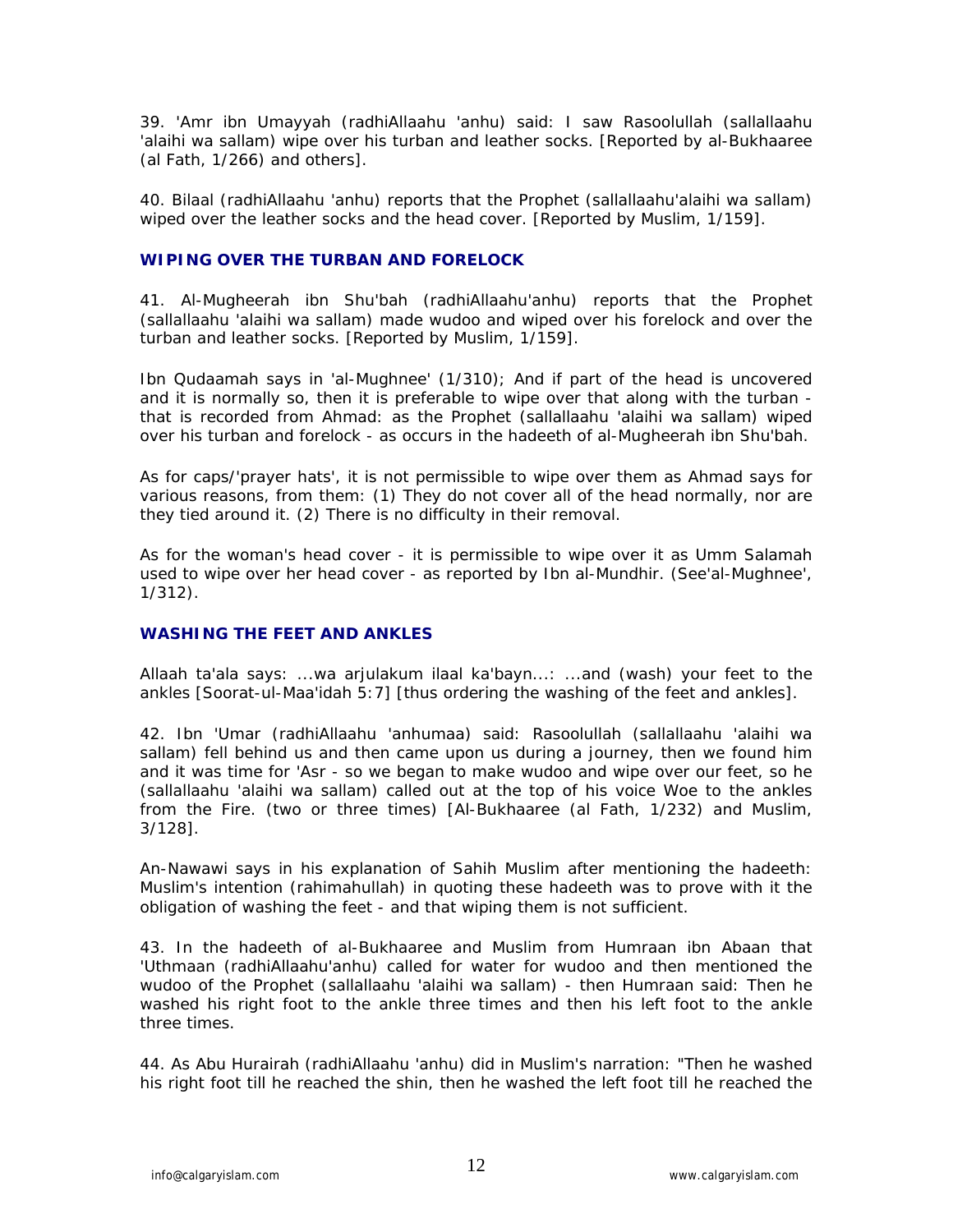39. 'Amr ibn Umayyah (radhiAllaahu 'anhu) said: I saw Rasoolullah (sallallaahu 'alaihi wa sallam) wipe over his turban and leather socks. [Reported by al-Bukhaaree (al Fath, 1/266) and others].

40. Bilaal (radhiAllaahu 'anhu) reports that the Prophet (sallallaahu'alaihi wa sallam) wiped over the leather socks and the head cover. [Reported by Muslim, 1/159].

### WIPING OVER THE TURBAN AND FORELOCK

41. Al-Mugheerah ibn Shu'bah (radhiAllaahu'anhu) reports that the Prophet (sallallaahu 'alaihi wa sallam) made wudoo and wiped over his forelock and over the turban and leather socks. [Reported by Muslim, 1/159].

Ibn Qudaamah says in 'al-Mughnee' (1/310); And if part of the head is uncovered and it is normally so, then it is preferable to wipe over that along with the turban - that is recorded from Ahmad: as the Prophet (sallallaahu 'alaihi wa sallam) wiped over his turban and forelock - as occurs in the hadeeth of al-Mugheerah ibn Shu'bah.

As for caps/'prayer hats', it is not permissible to wipe over them as Ahmad says for various reasons, from them: (1) They do not cover all of the head normally, nor are they tied around it. (2) There is no difficulty in their removal.

As for the woman's head cover - it is permissible to wipe over it as Umm Salamah used to wipe over her head cover - as reported by Ibn al-Mundhir. (See'al-Mughnee', 1/312).

### WASHING THE FEET AND ANKLES

Allaah ta'ala says: ...wa arjulakum ilaal ka'bayn...: ...and (wash) your feet to the ankles [Soorat-ul-Maa'idah 5:7] [thus ordering the washing of the feet and ankles].

42. Ibn 'Umar (radhiAllaahu 'anhumaa) said: Rasoolullah (sallallaahu 'alaihi wa sallam) fell behind us and then came upon us during a journey, then we found him and it was time for 'Asr - so we began to make wudoo and wipe over our feet, so he (sallallaahu 'alaihi wa sallam) called out at the top of his voice Woe to the ankles from the Fire. (two or three times) [Al-Bukhaaree (al Fath, 1/232) and Muslim, 3/128].

An-Nawawi says in his explanation of Sahih Muslim after mentioning the hadeeth: Muslim's intention (rahimahullah) in quoting these hadeeth was to prove with it the obligation of washing the feet - and that wiping them is not sufficient.

43. In the hadeeth of al-Bukhaaree and Muslim from Humraan ibn Abaan that 'Uthmaan (radhiAllaahu'anhu) called for water for wudoo and then mentioned the wudoo of the Prophet (sallallaahu 'alaihi wa sallam) - then Humraan said: Then he washed his right foot to the ankle three times and then his left foot to the ankle three times.

44. As Abu Hurairah (radhiAllaahu 'anhu) did in Muslim's narration: "Then he washed his right foot till he reached the shin, then he washed the left foot till he reached the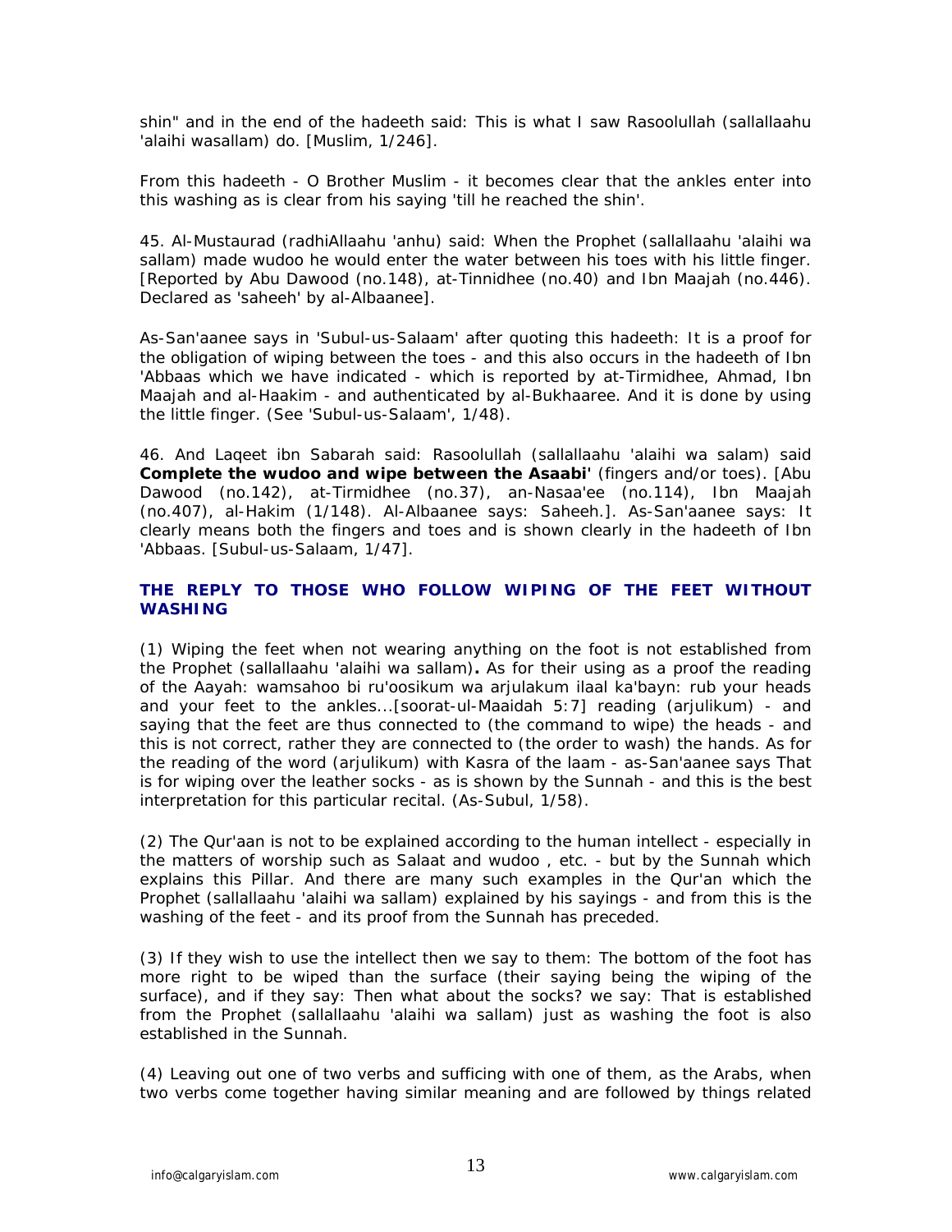shin" and in the end of the hadeeth said: This is what I saw Rasoolullah (sallallaahu 'alaihi wasallam) do. [Muslim, 1/246].

From this hadeeth - O Brother Muslim - it becomes clear that the ankles enter into this washing as is clear from his saying 'till he reached the shin'.

45. Al-Mustaurad (radhiAllaahu 'anhu) said: When the Prophet (sallallaahu 'alaihi wa sallam) made wudoo he would enter the water between his toes with his little finger. [Reported by Abu Dawood (no.148), at-Tinnidhee (no.40) and Ibn Maajah (no.446). Declared as 'saheeh' by al-Albaanee].

As-San'aanee says in 'Subul-us-Salaam' after quoting this hadeeth: It is a proof for the obligation of wiping between the toes - and this also occurs in the hadeeth of Ibn 'Abbaas which we have indicated - which is reported by at-Tirmidhee, Ahmad, Ibn Maajah and al-Haakim - and authenticated by al-Bukhaaree. And it is done by using the little finger. (See 'Subul-us-Salaam', 1/48).

46. And Laqeet ibn Sabarah said: Rasoolullah (sallallaahu 'alaihi wa salam) said **Complete the wudoo and wipe between the Asaabi'** (fingers and/or toes). [Abu Dawood (no.142), at-Tirmidhee (no.37), an-Nasaa'ee (no.114), Ibn Maajah (no.407), al-Hakim (1/148). Al-Albaanee says: Saheeh.]. As-San'aanee says: It clearly means both the fingers and toes and is shown clearly in the hadeeth of Ibn 'Abbaas. [Subul-us-Salaam, 1/47].

## THE REPLY TO THOSE WHO FOLLOW WIPING OF THE FEET WITHOUT WASHING

(1) Wiping the feet when not wearing anything on the foot is not established from the Prophet (sallallaahu 'alaihi wa sallam)**.** As for their using as a proof the reading of the Aayah: wamsahoo bi ru'oosikum wa arjulakum ilaal ka'bayn: rub your heads and your feet to the ankles...[soorat-ul-Maaidah 5:7] reading (arjulikum) - and saying that the feet are thus connected to (the command to wipe) the heads - and this is not correct, rather they are connected to (the order to wash) the hands. As for the reading of the word (arjulikum) with Kasra of the laam - as-San'aanee says That is for wiping over the leather socks - as is shown by the Sunnah - and this is the best interpretation for this particular recital. (As-Subul, 1/58).

(2) The Qur'aan is not to be explained according to the human intellect - especially in the matters of worship such as Salaat and wudoo , etc. - but by the Sunnah which explains this Pillar. And there are many such examples in the Qur'an which the Prophet (sallallaahu 'alaihi wa sallam) explained by his sayings - and from this is the washing of the feet - and its proof from the Sunnah has preceded.

(3) If they wish to use the intellect then we say to them: The bottom of the foot has more right to be wiped than the surface (their saying being the wiping of the surface), and if they say: Then what about the socks? we say: That is established from the Prophet (sallallaahu 'alaihi wa sallam) just as washing the foot is also established in the Sunnah.

(4) Leaving out one of two verbs and sufficing with one of them, as the Arabs, when two verbs come together having similar meaning and are followed by things related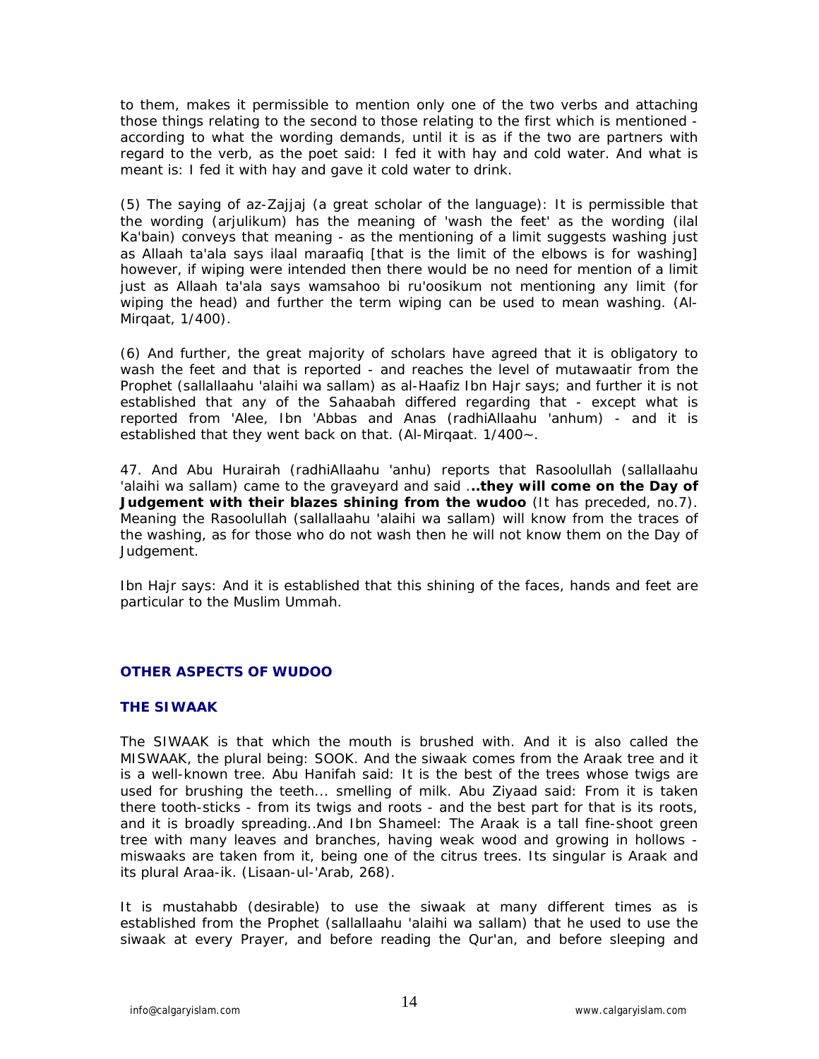to them, makes it permissible to mention only one of the two verbs and attaching those things relating to the second to those relating to the first which is mentioned - according to what the wording demands, until it is as if the two are partners with regard to the verb, as the poet said: I fed it with hay and cold water. And what is meant is: I fed it with hay and gave it cold water to drink.

(5) The saying of az-Zajjaj (a great scholar of the language): It is permissible that the wording (arjulikum) has the meaning of 'wash the feet' as the wording (ilal Ka'bain) conveys that meaning - as the mentioning of a limit suggests washing just as Allaah ta'ala says ilaal maraafiq [that is the limit of the elbows is for washing] however, if wiping were intended then there would be no need for mention of a limit just as Allaah ta'ala says wamsahoo bi ru'oosikum not mentioning any limit (for wiping the head) and further the term wiping can be used to mean washing. (Al-Mirqaat, 1/400).

(6) And further, the great majority of scholars have agreed that it is obligatory to wash the feet and that is reported - and reaches the level of mutawaatir from the Prophet (sallallaahu 'alaihi wa sallam) as al-Haafiz Ibn Hajr says; and further it is not established that any of the Sahaabah differed regarding that - except what is reported from 'Alee, Ibn 'Abbas and Anas (radhiAllaahu 'anhum) - and it is established that they went back on that. (Al-Mirqaat. 1/400~.

47. And Abu Hurairah (radhiAllaahu 'anhu) reports that Rasoolullah (sallallaahu 'alaihi wa sallam) came to the graveyard and said ...**they will come on the Day of Judgement with their blazes shining from the wudoo** (It has preceded, no.7). Meaning the Rasoolullah (sallallaahu 'alaihi wa sallam) will know from the traces of the washing, as for those who do not wash then he will not know them on the Day of Judgement.

Ibn Hajr says: And it is established that this shining of the faces, hands and feet are particular to the Muslim Ummah.

## OTHER ASPECTS OF WUDOO

### THE SIWAAK

The SIWAAK is that which the mouth is brushed with. And it is also called the MISWAAK, the plural being: SOOK. And the siwaak comes from the Araak tree and it is a well-known tree. Abu Hanifah said: It is the best of the trees whose twigs are used for brushing the teeth... smelling of milk. Abu Ziyaad said: From it is taken there tooth-sticks - from its twigs and roots - and the best part for that is its roots, and it is broadly spreading..And Ibn Shameel: The Araak is a tall fine-shoot green tree with many leaves and branches, having weak wood and growing in hollows - miswaaks are taken from it, being one of the citrus trees. Its singular is Araak and its plural Araa-ik. (Lisaan-ul-'Arab, 268).

It is mustahabb (desirable) to use the siwaak at many different times as is established from the Prophet (sallallaahu 'alaihi wa sallam) that he used to use the siwaak at every Prayer, and before reading the Qur'an, and before sleeping and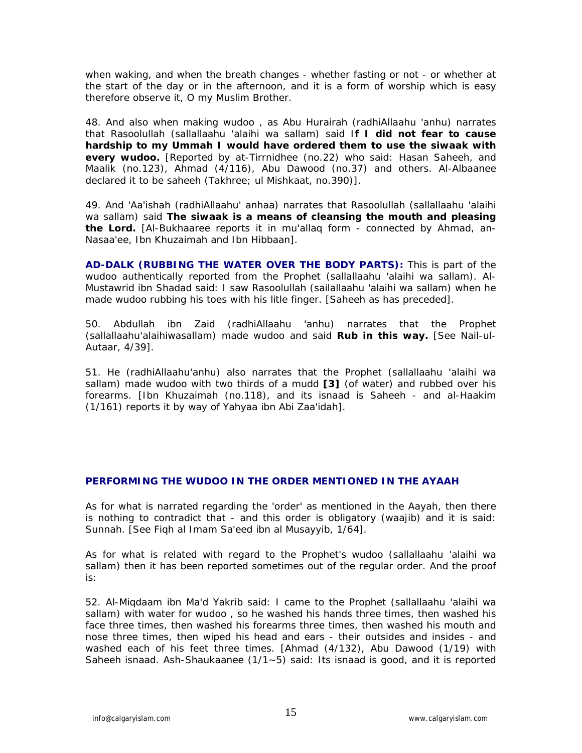when waking, and when the breath changes - whether fasting or not - or whether at the start of the day or in the afternoon, and it is a form of worship which is easy therefore observe it, O my Muslim Brother.

48. And also when making wudoo , as Abu Hurairah (radhiAllaahu 'anhu) narrates that Rasoolullah (sallallaahu 'alaihi wa sallam) said I**f I did not fear to cause hardship to my Ummah I would have ordered them to use the siwaak with every wudoo.** [Reported by at-Tirrnidhee (no.22) who said: Hasan Saheeh, and Maalik (no.123), Ahmad (4/116), Abu Dawood (no.37) and others. Al-Albaanee declared it to be saheeh (Takhree; ul Mishkaat, no.390)].

49. And 'Aa'ishah (radhiAllaahu' anhaa) narrates that Rasoolullah (sallallaahu 'alaihi wa sallam) said **The siwaak is a means of cleansing the mouth and pleasing the Lord.** [Al-Bukhaaree reports it in mu'allaq form - connected by Ahmad, an-Nasaa'ee, Ibn Khuzaimah and Ibn Hibbaan].

**AD-DALK (RUBBING THE WATER OVER THE BODY PARTS):** This is part of the wudoo authentically reported from the Prophet (sallallaahu 'alaihi wa sallam). Al-Mustawrid ibn Shadad said: I saw Rasoolullah (sailallaahu 'alaihi wa sallam) when he made wudoo rubbing his toes with his litle finger. [Saheeh as has preceded].

50. Abdullah ibn Zaid (radhiAllaahu 'anhu) narrates that the Prophet (sallallaahu'alaihiwasallam) made wudoo and said **Rub in this way.** [See Nail-ul-Autaar, 4/39].

51. He (radhiAllaahu'anhu) also narrates that the Prophet (sallallaahu 'alaihi wa sallam) made wudoo with two thirds of a mudd **[3]** (of water) and rubbed over his forearms. [Ibn Khuzaimah (no.118), and its isnaad is Saheeh - and al-Haakim (1/161) reports it by way of Yahyaa ibn Abi Zaa'idah].

## PERFORMING THE WUDOO IN THE ORDER MENTIONED IN THE AYAAH

As for what is narrated regarding the 'order' as mentioned in the Aayah, then there is nothing to contradict that - and this order is obligatory (waajib) and it is said: Sunnah. [See Fiqh al Imam Sa'eed ibn al Musayyib, 1/64].

As for what is related with regard to the Prophet's wudoo (sallallaahu 'alaihi wa sallam) then it has been reported sometimes out of the regular order. And the proof is:

52. Al-Miqdaam ibn Ma'd Yakrib said: I came to the Prophet (sallallaahu 'alaihi wa sallam) with water for wudoo , so he washed his hands three times, then washed his face three times, then washed his forearms three times, then washed his mouth and nose three times, then wiped his head and ears - their outsides and insides - and washed each of his feet three times. [Ahmad (4/132), Abu Dawood (1/19) with Saheeh isnaad. Ash-Shaukaanee (1/1~5) said: Its isnaad is good, and it is reported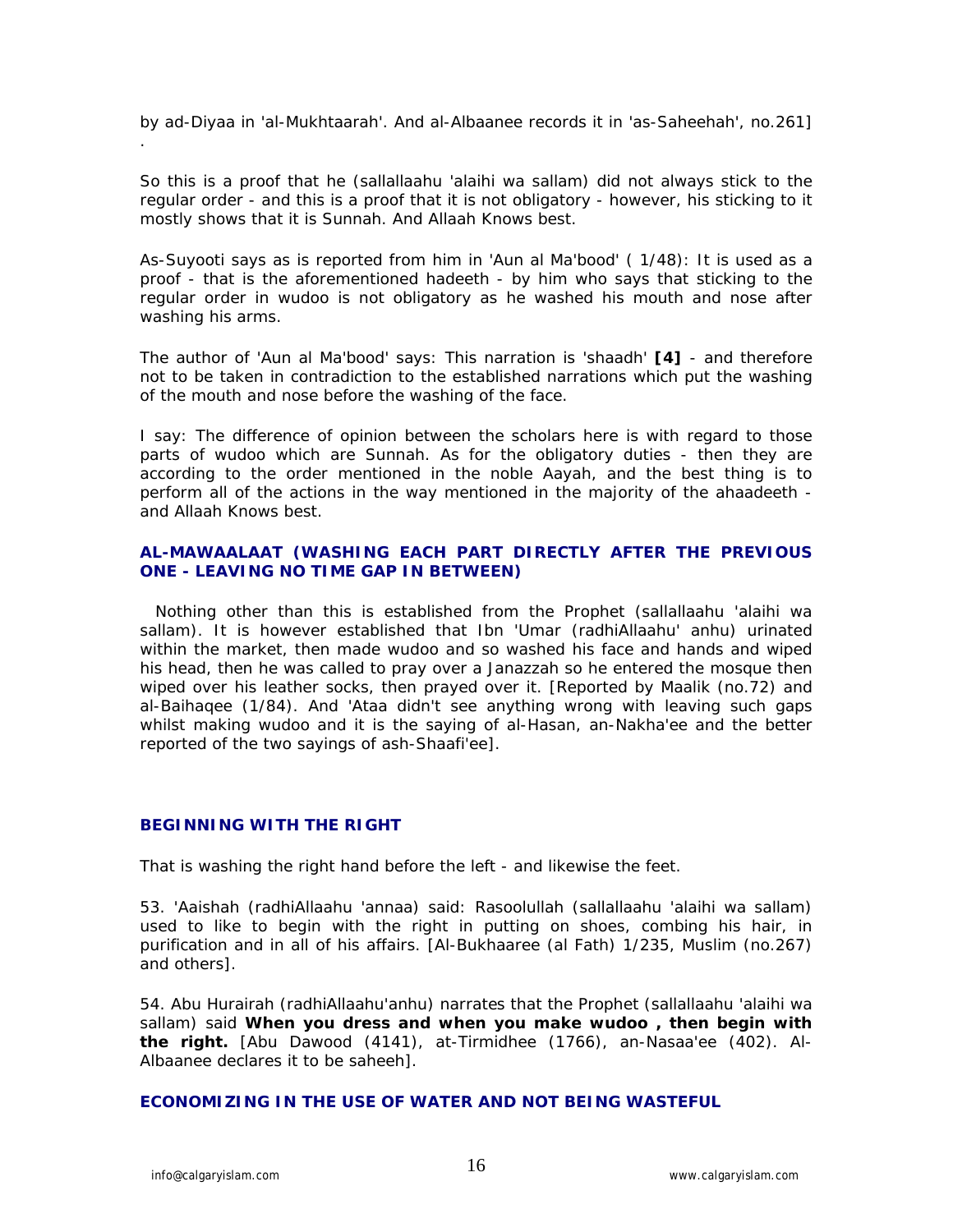by ad-Diyaa in 'al-Mukhtaarah'. And al-Albaanee records it in 'as-Saheehah', no.261] .

So this is a proof that he (sallallaahu 'alaihi wa sallam) did not always stick to the regular order - and this is a proof that it is not obligatory - however, his sticking to it mostly shows that it is Sunnah. And Allaah Knows best.

As-Suyooti says as is reported from him in 'Aun al Ma'bood' ( 1/48): It is used as a proof - that is the aforementioned hadeeth - by him who says that sticking to the regular order in wudoo is not obligatory as he washed his mouth and nose after washing his arms.

The author of 'Aun al Ma'bood' says: This narration is 'shaadh' **[4]** - and therefore not to be taken in contradiction to the established narrations which put the washing of the mouth and nose before the washing of the face.

I say: The difference of opinion between the scholars here is with regard to those parts of wudoo which are Sunnah. As for the obligatory duties - then they are according to the order mentioned in the noble Aayah, and the best thing is to perform all of the actions in the way mentioned in the majority of the ahaadeeth - and Allaah Knows best.

### AL-MAWAALAAT (WASHING EACH PART DIRECTLY AFTER THE PREVIOUS ONE - LEAVING NO TIME GAP IN BETWEEN)

Nothing other than this is established from the Prophet (sallallaahu 'alaihi wa sallam). It is however established that Ibn 'Umar (radhiAllaahu' anhu) urinated within the market, then made wudoo and so washed his face and hands and wiped his head, then he was called to pray over a Janazzah so he entered the mosque then wiped over his leather socks, then prayed over it. [Reported by Maalik (no.72) and al-Baihaqee (1/84). And 'Ataa didn't see anything wrong with leaving such gaps whilst making wudoo and it is the saying of al-Hasan, an-Nakha'ee and the better reported of the two sayings of ash-Shaafi'ee].

### BEGINNING WITH THE RIGHT

That is washing the right hand before the left - and likewise the feet.

53. 'Aaishah (radhiAllaahu 'annaa) said: Rasoolullah (sallallaahu 'alaihi wa sallam) used to like to begin with the right in putting on shoes, combing his hair, in purification and in all of his affairs. [Al-Bukhaaree (al Fath) 1/235, Muslim (no.267) and others].

54. Abu Hurairah (radhiAllaahu'anhu) narrates that the Prophet (sallallaahu 'alaihi wa sallam) said **When you dress and when you make wudoo , then begin with the right.** [Abu Dawood (4141), at-Tirmidhee (1766), an-Nasaa'ee (402). Al-Albaanee declares it to be saheeh].

### ECONOMIZING IN THE USE OF WATER AND NOT BEING WASTEFUL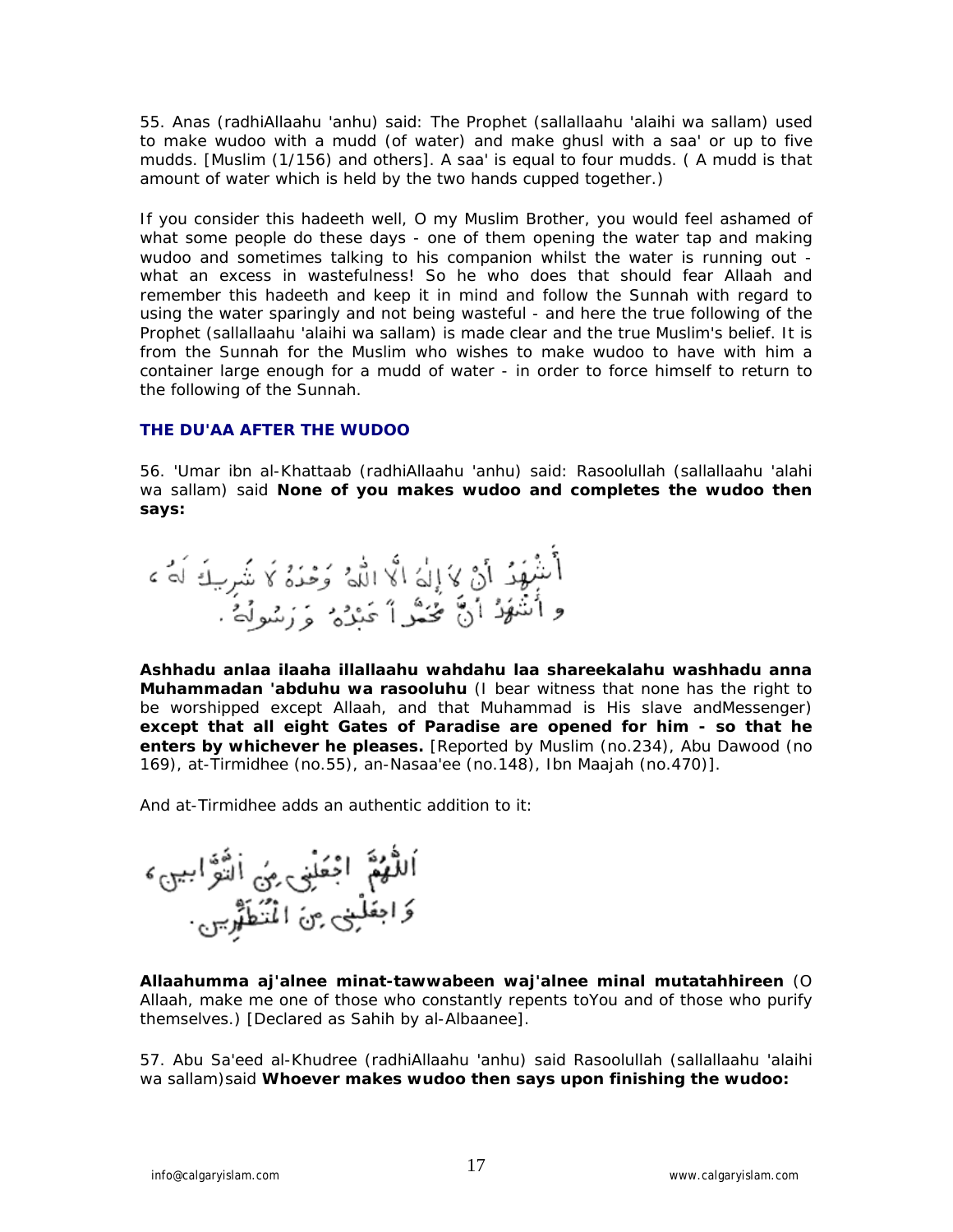55. Anas (radhiAllaahu 'anhu) said: The Prophet (sallallaahu 'alaihi wa sallam) used to make wudoo with a mudd (of water) and make ghusl with a saa' or up to five mudds. [Muslim (1/156) and others]. A saa' is equal to four mudds. ( A mudd is that amount of water which is held by the two hands cupped together.)

If you consider this hadeeth well, O my Muslim Brother, you would feel ashamed of what some people do these days - one of them opening the water tap and making wudoo and sometimes talking to his companion whilst the water is running out - what an excess in wastefulness! So he who does that should fear Allaah and remember this hadeeth and keep it in mind and follow the Sunnah with regard to using the water sparingly and not being wasteful - and here the true following of the Prophet (sallallaahu 'alaihi wa sallam) is made clear and the true Muslim's belief. It is from the Sunnah for the Muslim who wishes to make wudoo to have with him a container large enough for a mudd of water - in order to force himself to return to the following of the Sunnah.

### THE DU'AA AFTER THE WUDOO

56. 'Umar ibn al-Khattaab (radhiAllaahu 'anhu) said: Rasoolullah (sallallaahu 'alahi wa sallam) said **None of you makes wudoo and completes the wudoo then says:**

أَشْهَدُ أَنْ لَا إِلٰهَ إِلَّا اللهُ وَحْدَهُ لَا شَرِيكَ لَهُ ، وَأَشْهَدُ أَنَّ مُحَمَّداً عَبْدُهُ وَرَسُولُهُ .

**Ashhadu anlaa ilaaha illallaahu wahdahu laa shareekalahu washhadu anna Muhammadan 'abduhu wa rasooluhu** (I bear witness that none has the right to be worshipped except Allaah, and that Muhammad is His slave andMessenger) **except that all eight Gates of Paradise are opened for him - so that he enters by whichever he pleases.** [Reported by Muslim (no.234), Abu Dawood (no 169), at-Tirmidhee (no.55), an-Nasaa'ee (no.148), Ibn Maajah (no.470)].

And at-Tirmidhee adds an authentic addition to it:

اَللّٰهُمَّ اجْعَلْنِي مِنَ التَّوَّابِينَ ، وَاجْعَلْنِي مِنَ الْمُتَطَهِّرِينَ .

**Allaahumma aj'alnee minat-tawwabeen waj'alnee minal mutatahhireen** (O Allaah, make me one of those who constantly repents toYou and of those who purify themselves.) [Declared as Sahih by al-Albaanee].

57. Abu Sa'eed al-Khudree (radhiAllaahu 'anhu) said Rasoolullah (sallallaahu 'alaihi wa sallam)said **Whoever makes wudoo then says upon finishing the wudoo:**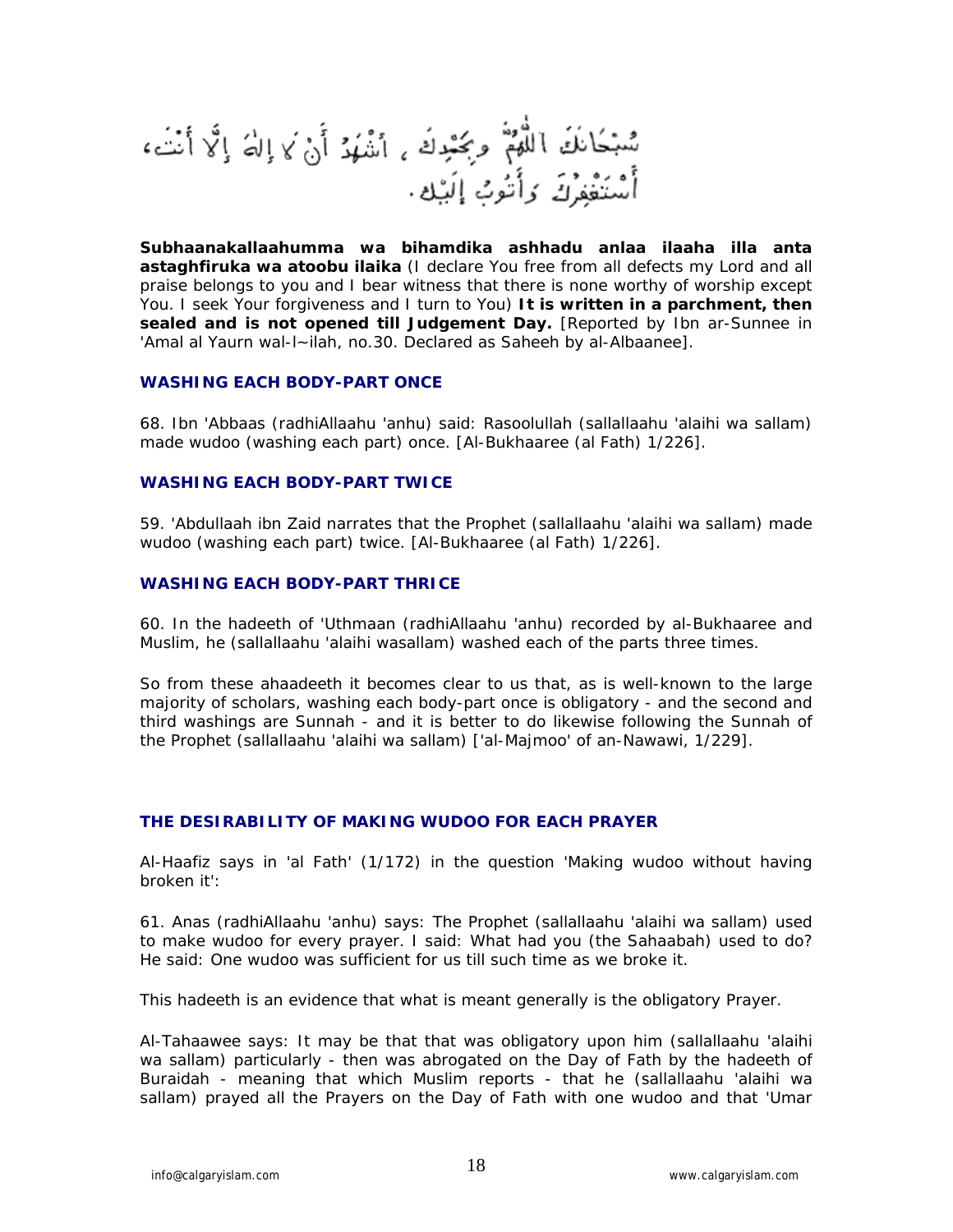سُبْحَانَكَ اللَّهُمَّ وَبِحَمْدِكَ ، أَشْهَدُ أَنْ لَا إِلٰهَ إِلَّا أَنْتَ، أَسْتَغْفِرُكَ وَأَتُوبُ إِلَيْكَ.

**Subhaanakallaahumma wa bihamdika ashhadu anlaa ilaaha illa anta astaghfiruka wa atoobu ilaika** (I declare You free from all defects my Lord and all praise belongs to you and I bear witness that there is none worthy of worship except You. I seek Your forgiveness and I turn to You) **It is written in a parchment, then sealed and is not opened till Judgement Day.** [Reported by Ibn ar-Sunnee in 'Amal al Yaurn wal-l~ilah, no.30. Declared as Saheeh by al-Albaanee].

### WASHING EACH BODY-PART ONCE

68. Ibn 'Abbaas (radhiAllaahu 'anhu) said: Rasoolullah (sallallaahu 'alaihi wa sallam) made wudoo (washing each part) once. [Al-Bukhaaree (al Fath) 1/226].

### WASHING EACH BODY-PART TWICE

59. 'Abdullaah ibn Zaid narrates that the Prophet (sallallaahu 'alaihi wa sallam) made wudoo (washing each part) twice. [Al-Bukhaaree (al Fath) 1/226].

### WASHING EACH BODY-PART THRICE

60. In the hadeeth of 'Uthmaan (radhiAllaahu 'anhu) recorded by al-Bukhaaree and Muslim, he (sallallaahu 'alaihi wasallam) washed each of the parts three times.

So from these ahaadeeth it becomes clear to us that, as is well-known to the large majority of scholars, washing each body-part once is obligatory - and the second and third washings are Sunnah - and it is better to do likewise following the Sunnah of the Prophet (sallallaahu 'alaihi wa sallam) ['al-Majmoo' of an-Nawawi, 1/229].

### THE DESIRABILITY OF MAKING WUDOO FOR EACH PRAYER

Al-Haafiz says in 'al Fath' (1/172) in the question 'Making wudoo without having broken it':

61. Anas (radhiAllaahu 'anhu) says: The Prophet (sallallaahu 'alaihi wa sallam) used to make wudoo for every prayer. I said: What had you (the Sahaabah) used to do? He said: One wudoo was sufficient for us till such time as we broke it.

This hadeeth is an evidence that what is meant generally is the obligatory Prayer.

Al-Tahaawee says: It may be that that was obligatory upon him (sallallaahu 'alaihi wa sallam) particularly - then was abrogated on the Day of Fath by the hadeeth of Buraidah - meaning that which Muslim reports - that he (sallallaahu 'alaihi wa sallam) prayed all the Prayers on the Day of Fath with one wudoo and that 'Umar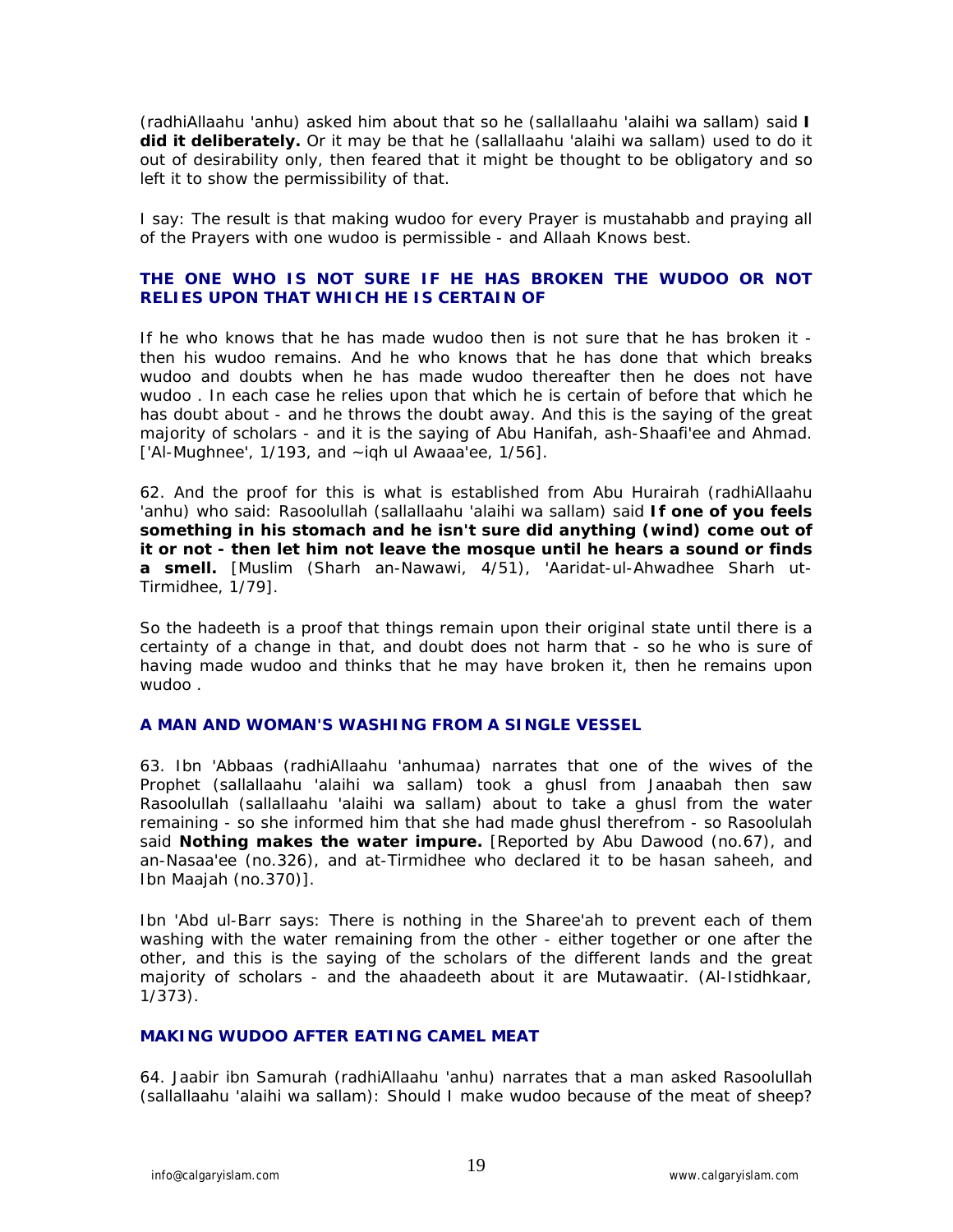(radhiAllaahu 'anhu) asked him about that so he (sallallaahu 'alaihi wa sallam) said **I did it deliberately.** Or it may be that he (sallallaahu 'alaihi wa sallam) used to do it out of desirability only, then feared that it might be thought to be obligatory and so left it to show the permissibility of that.

I say: The result is that making wudoo for every Prayer is mustahabb and praying all of the Prayers with one wudoo is permissible - and Allaah Knows best.

### THE ONE WHO IS NOT SURE IF HE HAS BROKEN THE WUDOO OR NOT RELIES UPON THAT WHICH HE IS CERTAIN OF

If he who knows that he has made wudoo then is not sure that he has broken it - then his wudoo remains. And he who knows that he has done that which breaks wudoo and doubts when he has made wudoo thereafter then he does not have wudoo . In each case he relies upon that which he is certain of before that which he has doubt about - and he throws the doubt away. And this is the saying of the great majority of scholars - and it is the saying of Abu Hanifah, ash-Shaafi'ee and Ahmad. ['Al-Mughnee', 1/193, and ~iqh ul Awaaa'ee, 1/56].

62. And the proof for this is what is established from Abu Hurairah (radhiAllaahu 'anhu) who said: Rasoolullah (sallallaahu 'alaihi wa sallam) said **If one of you feels something in his stomach and he isn't sure did anything (wind) come out of it or not - then let him not leave the mosque until he hears a sound or finds a smell.** [Muslim (Sharh an-Nawawi, 4/51), 'Aaridat-ul-Ahwadhee Sharh ut-Tirmidhee, 1/79].

So the hadeeth is a proof that things remain upon their original state until there is a certainty of a change in that, and doubt does not harm that - so he who is sure of having made wudoo and thinks that he may have broken it, then he remains upon wudoo .

### A MAN AND WOMAN'S WASHING FROM A SINGLE VESSEL

63. Ibn 'Abbaas (radhiAllaahu 'anhumaa) narrates that one of the wives of the Prophet (sallallaahu 'alaihi wa sallam) took a ghusl from Janaabah then saw Rasoolullah (sallallaahu 'alaihi wa sallam) about to take a ghusl from the water remaining - so she informed him that she had made ghusl therefrom - so Rasoolulah said **Nothing makes the water impure.** [Reported by Abu Dawood (no.67), and an-Nasaa'ee (no.326), and at-Tirmidhee who declared it to be hasan saheeh, and Ibn Maajah (no.370)].

Ibn 'Abd ul-Barr says: There is nothing in the Sharee'ah to prevent each of them washing with the water remaining from the other - either together or one after the other, and this is the saying of the scholars of the different lands and the great majority of scholars - and the ahaadeeth about it are Mutawaatir. (Al-Istidhkaar, 1/373).

### MAKING WUDOO AFTER EATING CAMEL MEAT

64. Jaabir ibn Samurah (radhiAllaahu 'anhu) narrates that a man asked Rasoolullah (sallallaahu 'alaihi wa sallam): Should I make wudoo because of the meat of sheep?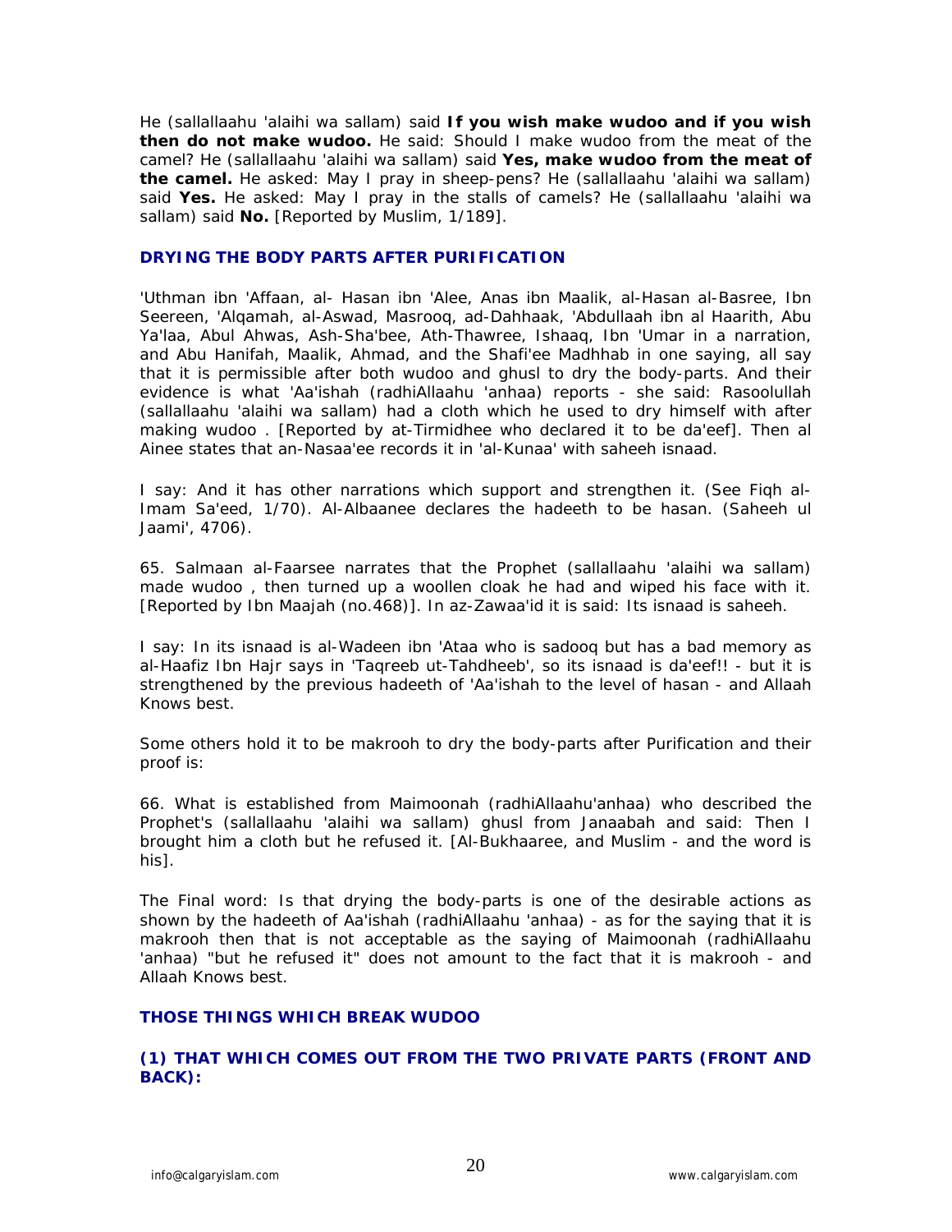He (sallallaahu 'alaihi wa sallam) said **If you wish make wudoo and if you wish then do not make wudoo.** He said: Should I make wudoo from the meat of the camel? He (sallallaahu 'alaihi wa sallam) said **Yes, make wudoo from the meat of the camel.** He asked: May I pray in sheep-pens? He (sallallaahu 'alaihi wa sallam) said **Yes.** He asked: May I pray in the stalls of camels? He (sallallaahu 'alaihi wa sallam) said **No.** [Reported by Muslim, 1/189].

### DRYING THE BODY PARTS AFTER PURIFICATION

'Uthman ibn 'Affaan, al- Hasan ibn 'Alee, Anas ibn Maalik, al-Hasan al-Basree, Ibn Seereen, 'Alqamah, al-Aswad, Masrooq, ad-Dahhaak, 'Abdullaah ibn al Haarith, Abu Ya'laa, Abul Ahwas, Ash-Sha'bee, Ath-Thawree, Ishaaq, Ibn 'Umar in a narration, and Abu Hanifah, Maalik, Ahmad, and the Shafi'ee Madhhab in one saying, all say that it is permissible after both wudoo and ghusl to dry the body-parts. And their evidence is what 'Aa'ishah (radhiAllaahu 'anhaa) reports - she said: Rasoolullah (sallallaahu 'alaihi wa sallam) had a cloth which he used to dry himself with after making wudoo . [Reported by at-Tirmidhee who declared it to be da'eef]. Then al Ainee states that an-Nasaa'ee records it in 'al-Kunaa' with saheeh isnaad.

I say: And it has other narrations which support and strengthen it. (See Fiqh al-Imam Sa'eed, 1/70). Al-Albaanee declares the hadeeth to be hasan. (Saheeh ul Jaami', 4706).

65. Salmaan al-Faarsee narrates that the Prophet (sallallaahu 'alaihi wa sallam) made wudoo , then turned up a woollen cloak he had and wiped his face with it. [Reported by Ibn Maajah (no.468)]. In az-Zawaa'id it is said: Its isnaad is saheeh.

I say: In its isnaad is al-Wadeen ibn 'Ataa who is sadooq but has a bad memory as al-Haafiz Ibn Hajr says in 'Taqreeb ut-Tahdheeb', so its isnaad is da'eef!! - but it is strengthened by the previous hadeeth of 'Aa'ishah to the level of hasan - and Allaah Knows best.

Some others hold it to be makrooh to dry the body-parts after Purification and their proof is:

66. What is established from Maimoonah (radhiAllaahu'anhaa) who described the Prophet's (sallallaahu 'alaihi wa sallam) ghusl from Janaabah and said: Then I brought him a cloth but he refused it. [Al-Bukhaaree, and Muslim - and the word is his].

The Final word: Is that drying the body-parts is one of the desirable actions as shown by the hadeeth of Aa'ishah (radhiAllaahu 'anhaa) - as for the saying that it is makrooh then that is not acceptable as the saying of Maimoonah (radhiAllaahu 'anhaa) "but he refused it" does not amount to the fact that it is makrooh - and Allaah Knows best.

### THOSE THINGS WHICH BREAK WUDOO

### (1) THAT WHICH COMES OUT FROM THE TWO PRIVATE PARTS (FRONT AND BACK):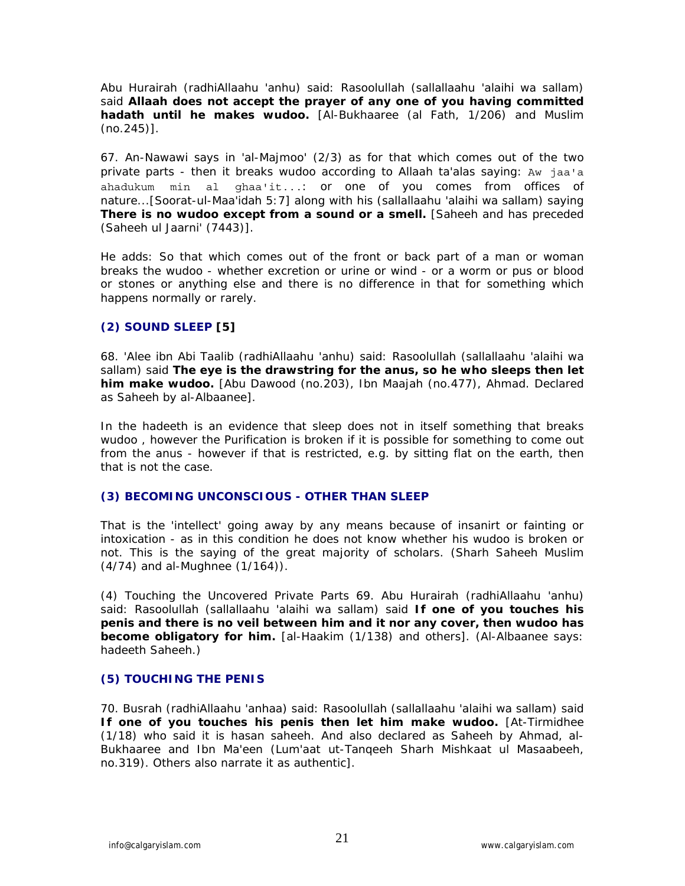Abu Hurairah (radhiAllaahu 'anhu) said: Rasoolullah (sallallaahu 'alaihi wa sallam) said **Allaah does not accept the prayer of any one of you having committed hadath until he makes wudoo.** [Al-Bukhaaree (al Fath, 1/206) and Muslim (no.245)].

67. An-Nawawi says in 'al-Majmoo' (2/3) as for that which comes out of the two private parts - then it breaks wudoo according to Allaah ta'alas saying: Aw jaa'a ahadukum min al ghaa'it...: or one of you comes from offices of nature...[Soorat-ul-Maa'idah 5:7] along with his (sallallaahu 'alaihi wa sallam) saying **There is no wudoo except from a sound or a smell.** [Saheeh and has preceded (Saheeh ul Jaarni' (7443)].

He adds: So that which comes out of the front or back part of a man or woman breaks the wudoo - whether excretion or urine or wind - or a worm or pus or blood or stones or anything else and there is no difference in that for something which happens normally or rarely.

### (2) SOUND SLEEP [5]

68. 'Alee ibn Abi Taalib (radhiAllaahu 'anhu) said: Rasoolullah (sallallaahu 'alaihi wa sallam) said **The eye is the drawstring for the anus, so he who sleeps then let him make wudoo.** [Abu Dawood (no.203), Ibn Maajah (no.477), Ahmad. Declared as Saheeh by al-Albaanee].

In the hadeeth is an evidence that sleep does not in itself something that breaks wudoo , however the Purification is broken if it is possible for something to come out from the anus - however if that is restricted, e.g. by sitting flat on the earth, then that is not the case.

### (3) BECOMING UNCONSCIOUS - OTHER THAN SLEEP

That is the 'intellect' going away by any means because of insanirt or fainting or intoxication - as in this condition he does not know whether his wudoo is broken or not. This is the saying of the great majority of scholars. (Sharh Saheeh Muslim (4/74) and al-Mughnee (1/164)).

(4) Touching the Uncovered Private Parts 69. Abu Hurairah (radhiAllaahu 'anhu) said: Rasoolullah (sallallaahu 'alaihi wa sallam) said **If one of you touches his penis and there is no veil between him and it nor any cover, then wudoo has become obligatory for him.** [al-Haakim (1/138) and others]. (Al-Albaanee says: hadeeth Saheeh.)

### (5) TOUCHING THE PENIS

70. Busrah (radhiAllaahu 'anhaa) said: Rasoolullah (sallallaahu 'alaihi wa sallam) said **If one of you touches his penis then let him make wudoo.** [At-Tirmidhee (1/18) who said it is hasan saheeh. And also declared as Saheeh by Ahmad, al-Bukhaaree and Ibn Ma'een (Lum'aat ut-Tanqeeh Sharh Mishkaat ul Masaabeeh, no.319). Others also narrate it as authentic].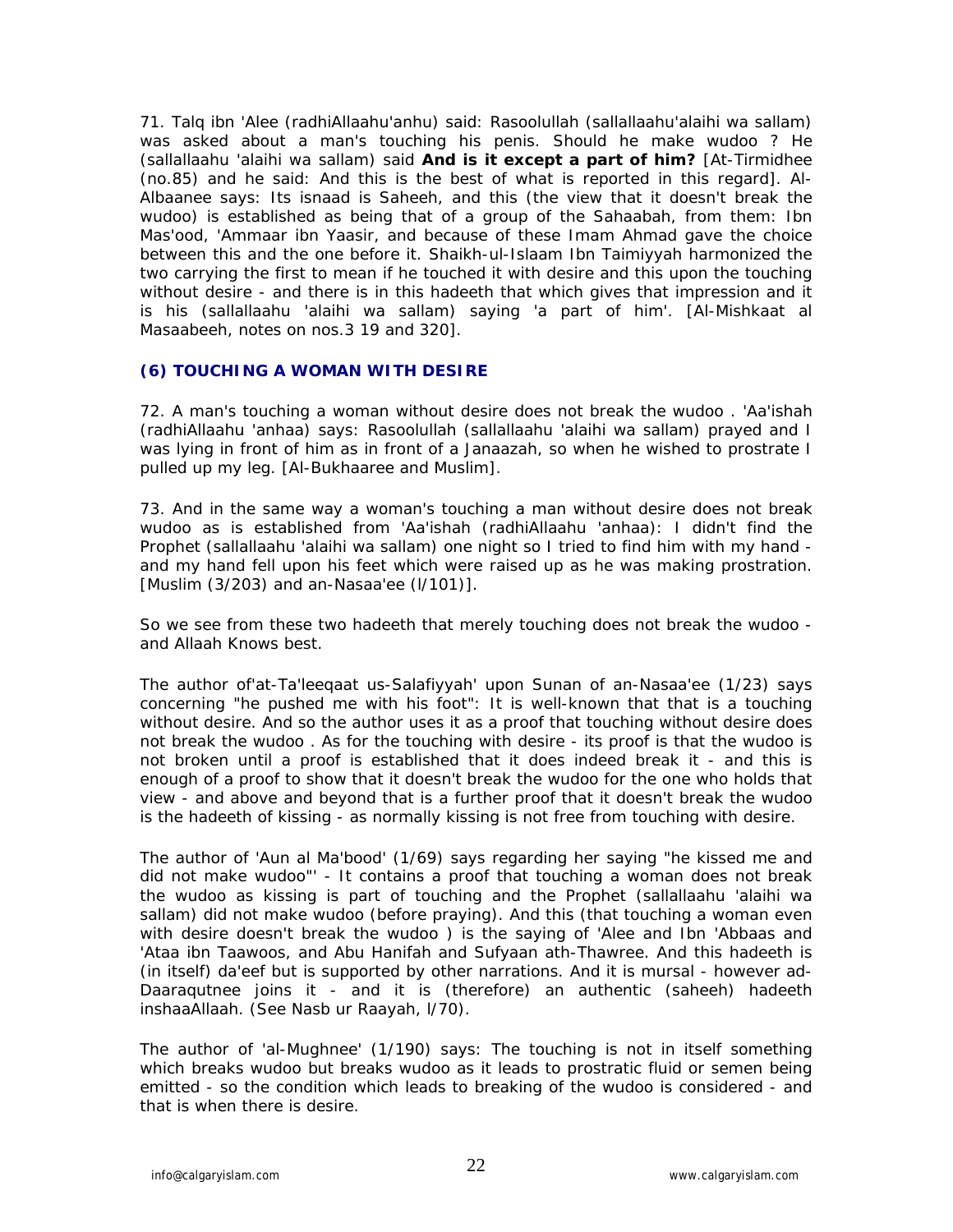71. Talq ibn 'Alee (radhiAllaahu'anhu) said: Rasoolullah (sallallaahu'alaihi wa sallam) was asked about a man's touching his penis. Should he make wudoo ? He (sallallaahu 'alaihi wa sallam) said **And is it except a part of him?** [At-Tirmidhee (no.85) and he said: And this is the best of what is reported in this regard]. Al-Albaanee says: Its isnaad is Saheeh, and this (the view that it doesn't break the wudoo) is established as being that of a group of the Sahaabah, from them: Ibn Mas'ood, 'Ammaar ibn Yaasir, and because of these Imam Ahmad gave the choice between this and the one before it. Shaikh-ul-Islaam Ibn Taimiyyah harmonized the two carrying the first to mean if he touched it with desire and this upon the touching without desire - and there is in this hadeeth that which gives that impression and it is his (sallallaahu 'alaihi wa sallam) saying 'a part of him'. [Al-Mishkaat al Masaabeeh, notes on nos.3 19 and 320].

### (6) TOUCHING A WOMAN WITH DESIRE

72. A man's touching a woman without desire does not break the wudoo . 'Aa'ishah (radhiAllaahu 'anhaa) says: Rasoolullah (sallallaahu 'alaihi wa sallam) prayed and I was lying in front of him as in front of a Janaazah, so when he wished to prostrate I pulled up my leg. [Al-Bukhaaree and Muslim].

73. And in the same way a woman's touching a man without desire does not break wudoo as is established from 'Aa'ishah (radhiAllaahu 'anhaa): I didn't find the Prophet (sallallaahu 'alaihi wa sallam) one night so I tried to find him with my hand - and my hand fell upon his feet which were raised up as he was making prostration. [Muslim (3/203) and an-Nasaa'ee (l/101)].

So we see from these two hadeeth that merely touching does not break the wudoo - and Allaah Knows best.

The author of'at-Ta'leeqaat us-Salafiyyah' upon Sunan of an-Nasaa'ee (1/23) says concerning "he pushed me with his foot": It is well-known that that is a touching without desire. And so the author uses it as a proof that touching without desire does not break the wudoo . As for the touching with desire - its proof is that the wudoo is not broken until a proof is established that it does indeed break it - and this is enough of a proof to show that it doesn't break the wudoo for the one who holds that view - and above and beyond that is a further proof that it doesn't break the wudoo is the hadeeth of kissing - as normally kissing is not free from touching with desire.

The author of 'Aun al Ma'bood' (1/69) says regarding her saying "he kissed me and did not make wudoo"' - It contains a proof that touching a woman does not break the wudoo as kissing is part of touching and the Prophet (sallallaahu 'alaihi wa sallam) did not make wudoo (before praying). And this (that touching a woman even with desire doesn't break the wudoo ) is the saying of 'Alee and Ibn 'Abbaas and 'Ataa ibn Taawoos, and Abu Hanifah and Sufyaan ath-Thawree. And this hadeeth is (in itself) da'eef but is supported by other narrations. And it is mursal - however ad-Daaraqutnee joins it - and it is (therefore) an authentic (saheeh) hadeeth inshaaAllaah. (See Nasb ur Raayah, l/70).

The author of 'al-Mughnee' (1/190) says: The touching is not in itself something which breaks wudoo but breaks wudoo as it leads to prostratic fluid or semen being emitted - so the condition which leads to breaking of the wudoo is considered - and that is when there is desire.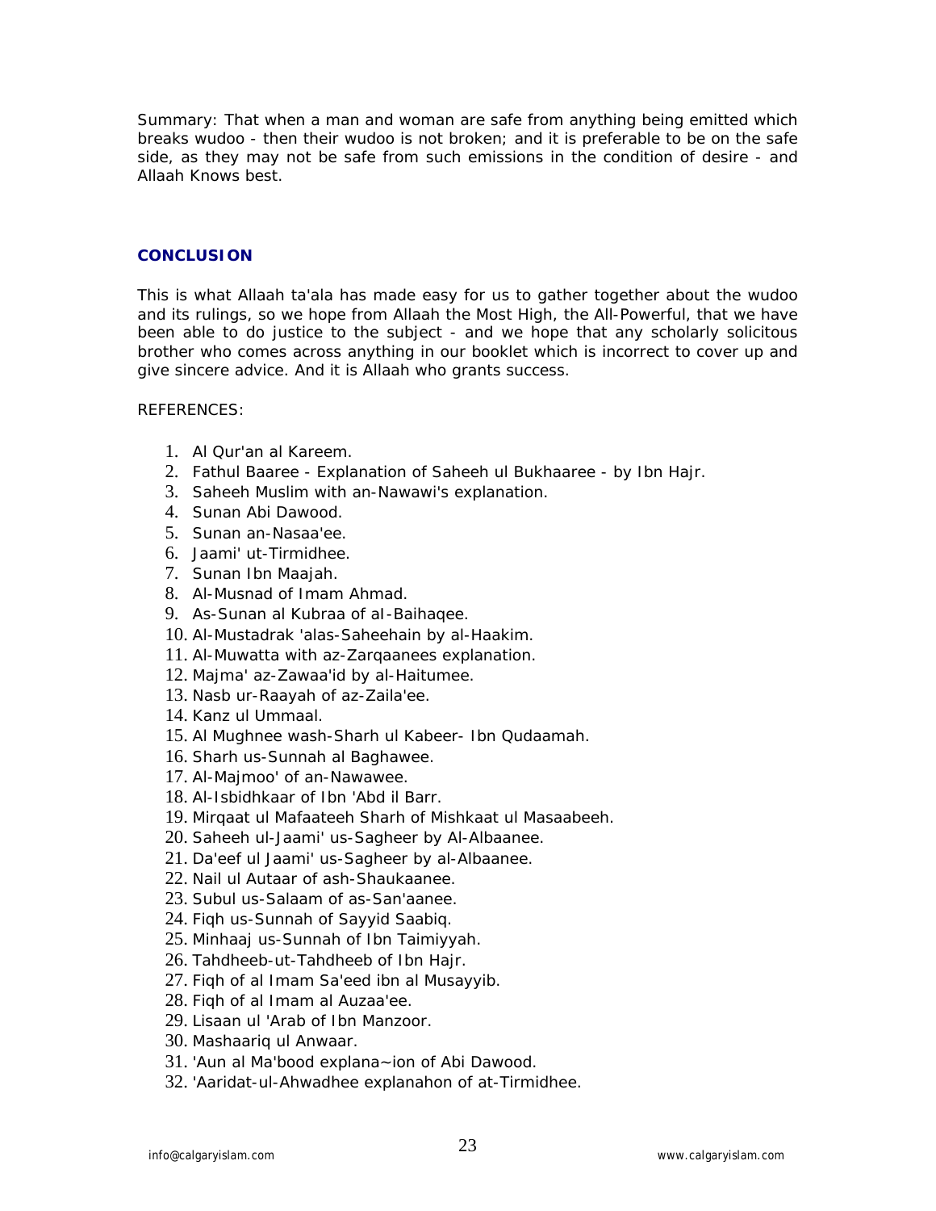Summary: That when a man and woman are safe from anything being emitted which breaks wudoo - then their wudoo is not broken; and it is preferable to be on the safe side, as they may not be safe from such emissions in the condition of desire - and Allaah Knows best.

## CONCLUSION

This is what Allaah ta'ala has made easy for us to gather together about the wudoo and its rulings, so we hope from Allaah the Most High, the All-Powerful, that we have been able to do justice to the subject - and we hope that any scholarly solicitous brother who comes across anything in our booklet which is incorrect to cover up and give sincere advice. And it is Allaah who grants success.

REFERENCES:

1. Al Qur'an al Kareem.
2. Fathul Baaree - Explanation of Saheeh ul Bukhaaree - by Ibn Hajr.
3. Saheeh Muslim with an-Nawawi's explanation.
4. Sunan Abi Dawood.
5. Sunan an-Nasaa'ee.
6. Jaami' ut-Tirmidhee.
7. Sunan Ibn Maajah.
8. Al-Musnad of Imam Ahmad.
9. As-Sunan al Kubraa of al-Baihaqee.
10. Al-Mustadrak 'alas-Saheehain by al-Haakim.
11. Al-Muwatta with az-Zarqaanees explanation.
12. Majma' az-Zawaa'id by al-Haitumee.
13. Nasb ur-Raayah of az-Zaila'ee.
14. Kanz ul Ummaal.
15. Al Mughnee wash-Sharh ul Kabeer- Ibn Qudaamah.
16. Sharh us-Sunnah al Baghawee.
17. Al-Majmoo' of an-Nawawee.
18. Al-Isbidhkaar of Ibn 'Abd il Barr.
19. Mirqaat ul Mafaateeh Sharh of Mishkaat ul Masaabeeh.
20. Saheeh ul-Jaami' us-Sagheer by Al-Albaanee.
21. Da'eef ul Jaami' us-Sagheer by al-Albaanee.
22. Nail ul Autaar of ash-Shaukaanee.
23. Subul us-Salaam of as-San'aanee.
24. Fiqh us-Sunnah of Sayyid Saabiq.
25. Minhaaj us-Sunnah of Ibn Taimiyyah.
26. Tahdheeb-ut-Tahdheeb of Ibn Hajr.
27. Fiqh of al Imam Sa'eed ibn al Musayyib.
28. Fiqh of al Imam al Auzaa'ee.
29. Lisaan ul 'Arab of Ibn Manzoor.
30. Mashaariq ul Anwaar.
31. 'Aun al Ma'bood explana~ion of Abi Dawood.
32. 'Aaridat-ul-Ahwadhee explanahon of at-Tirmidhee.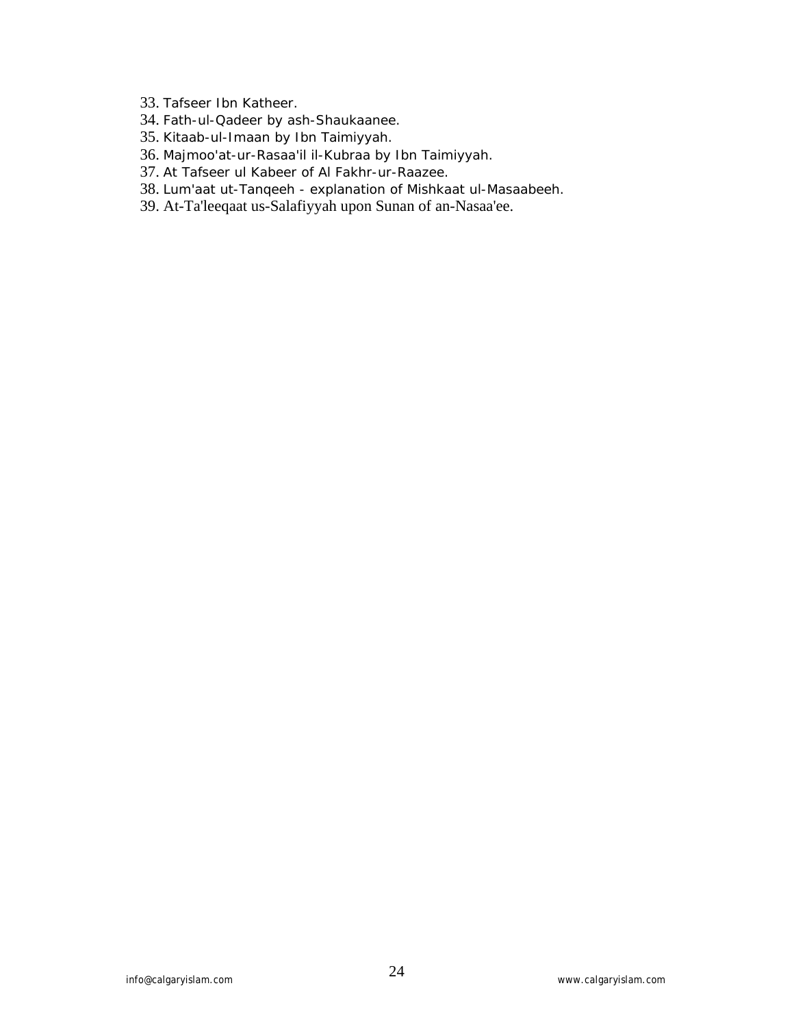33. Tafseer Ibn Katheer.
34. Fath-ul-Qadeer by ash-Shaukaanee.
35. Kitaab-ul-Imaan by Ibn Taimiyyah.
36. Majmoo'at-ur-Rasaa'il il-Kubraa by Ibn Taimiyyah.
37. At Tafseer ul Kabeer of Al Fakhr-ur-Raazee.
38. Lum'aat ut-Tanqeeh - explanation of Mishkaat ul-Masaabeeh.
39. At-Ta'leeqaat us-Salafiyyah upon Sunan of an-Nasaa'ee.